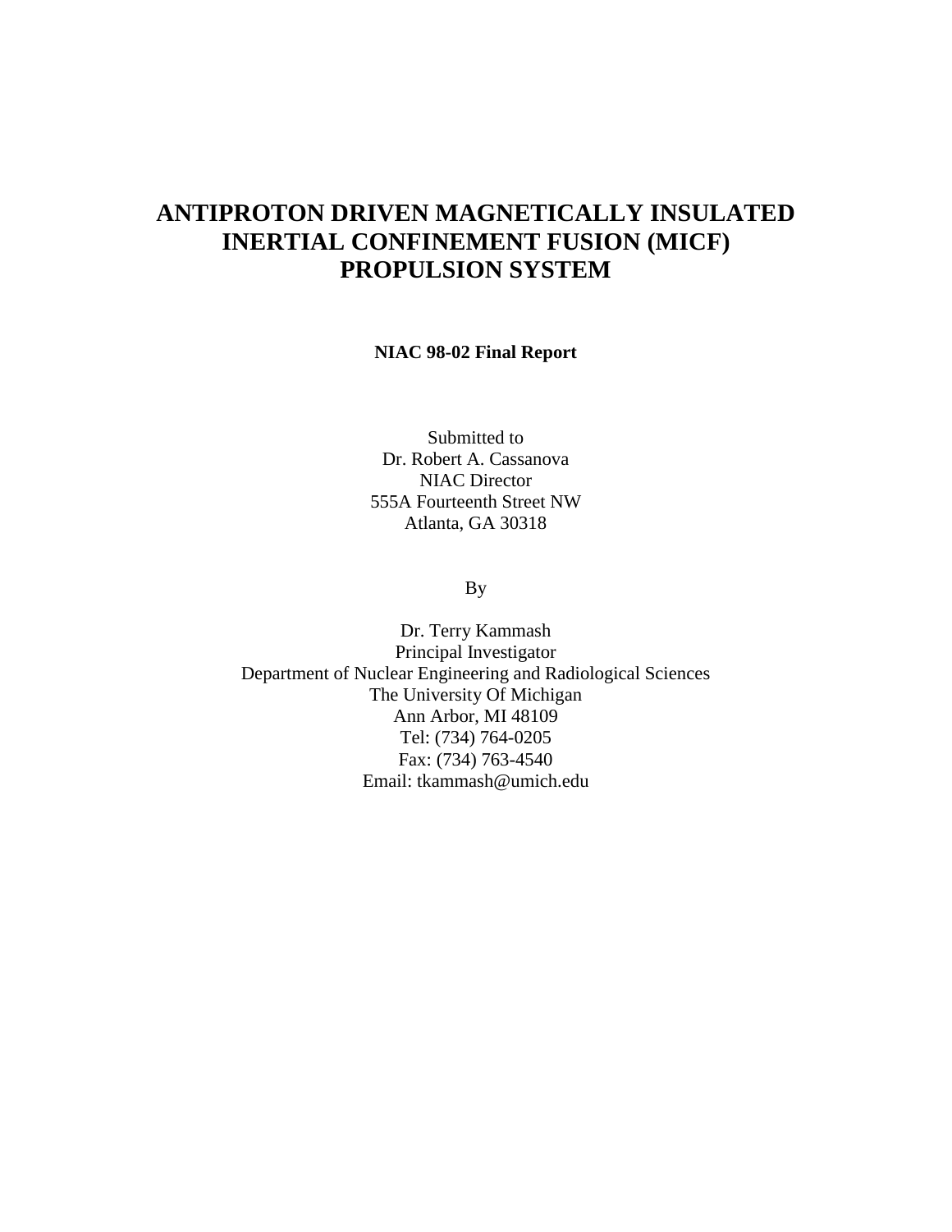# ANTIPROTON DRIVEN MAGNETICALLY INSULATED INERTIAL CONFINEMENT FUSION (MICF) PROPULSION SYSTEM

**NIAC 98-02 Final Report**

Submitted to  
Dr. Robert A. Cassanova  
NIAC Director  
555A Fourteenth Street NW  
Atlanta, GA 30318

By

Dr. Terry Kammash  
Principal Investigator  
Department of Nuclear Engineering and Radiological Sciences  
The University Of Michigan  
Ann Arbor, MI 48109  
Tel: (734) 764-0205  
Fax: (734) 763-4540  
Email: tkammash@umich.edu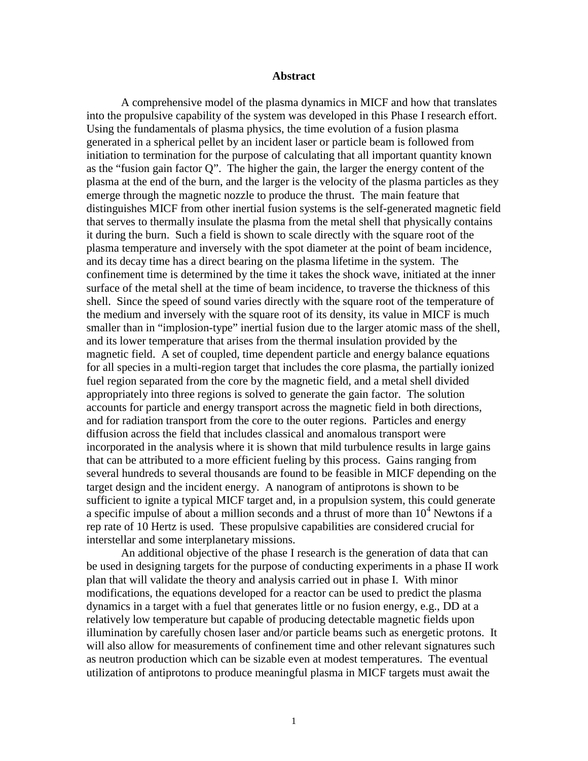# Abstract

A comprehensive model of the plasma dynamics in MICF and how that translates into the propulsive capability of the system was developed in this Phase I research effort. Using the fundamentals of plasma physics, the time evolution of a fusion plasma generated in a spherical pellet by an incident laser or particle beam is followed from initiation to termination for the purpose of calculating that all important quantity known as the "fusion gain factor Q". The higher the gain, the larger the energy content of the plasma at the end of the burn, and the larger is the velocity of the plasma particles as they emerge through the magnetic nozzle to produce the thrust. The main feature that distinguishes MICF from other inertial fusion systems is the self-generated magnetic field that serves to thermally insulate the plasma from the metal shell that physically contains it during the burn. Such a field is shown to scale directly with the square root of the plasma temperature and inversely with the spot diameter at the point of beam incidence, and its decay time has a direct bearing on the plasma lifetime in the system. The confinement time is determined by the time it takes the shock wave, initiated at the inner surface of the metal shell at the time of beam incidence, to traverse the thickness of this shell. Since the speed of sound varies directly with the square root of the temperature of the medium and inversely with the square root of its density, its value in MICF is much smaller than in "implosion-type" inertial fusion due to the larger atomic mass of the shell, and its lower temperature that arises from the thermal insulation provided by the magnetic field. A set of coupled, time dependent particle and energy balance equations for all species in a multi-region target that includes the core plasma, the partially ionized fuel region separated from the core by the magnetic field, and a metal shell divided appropriately into three regions is solved to generate the gain factor. The solution accounts for particle and energy transport across the magnetic field in both directions, and for radiation transport from the core to the outer regions. Particles and energy diffusion across the field that includes classical and anomalous transport were incorporated in the analysis where it is shown that mild turbulence results in large gains that can be attributed to a more efficient fueling by this process. Gains ranging from several hundreds to several thousands are found to be feasible in MICF depending on the target design and the incident energy. A nanogram of antiprotons is shown to be sufficient to ignite a typical MICF target and, in a propulsion system, this could generate a specific impulse of about a million seconds and a thrust of more than $10^4$ Newtons if a rep rate of 10 Hertz is used. These propulsive capabilities are considered crucial for interstellar and some interplanetary missions.

An additional objective of the phase I research is the generation of data that can be used in designing targets for the purpose of conducting experiments in a phase II work plan that will validate the theory and analysis carried out in phase I. With minor modifications, the equations developed for a reactor can be used to predict the plasma dynamics in a target with a fuel that generates little or no fusion energy, e.g., DD at a relatively low temperature but capable of producing detectable magnetic fields upon illumination by carefully chosen laser and/or particle beams such as energetic protons. It will also allow for measurements of confinement time and other relevant signatures such as neutron production which can be sizable even at modest temperatures. The eventual utilization of antiprotons to produce meaningful plasma in MICF targets must await the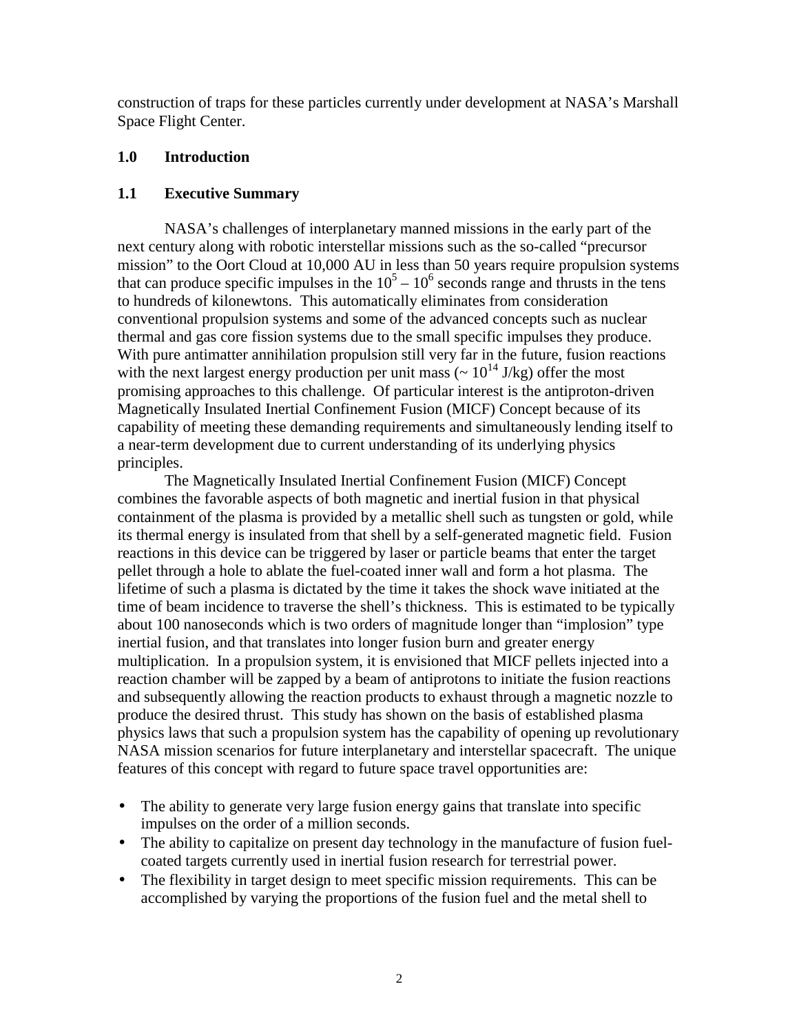construction of traps for these particles currently under development at NASA's Marshall Space Flight Center.

## 1.0 Introduction

### 1.1 Executive Summary

NASA's challenges of interplanetary manned missions in the early part of the next century along with robotic interstellar missions such as the so-called "precursor mission" to the Oort Cloud at 10,000 AU in less than 50 years require propulsion systems that can produce specific impulses in the $10^5 - 10^6$ seconds range and thrusts in the tens to hundreds of kilonewtons. This automatically eliminates from consideration conventional propulsion systems and some of the advanced concepts such as nuclear thermal and gas core fission systems due to the small specific impulses they produce. With pure antimatter annihilation propulsion still very far in the future, fusion reactions with the next largest energy production per unit mass ($\sim 10^{14}$ J/kg) offer the most promising approaches to this challenge. Of particular interest is the antiproton-driven Magnetically Insulated Inertial Confinement Fusion (MICF) Concept because of its capability of meeting these demanding requirements and simultaneously lending itself to a near-term development due to current understanding of its underlying physics principles.

The Magnetically Insulated Inertial Confinement Fusion (MICF) Concept combines the favorable aspects of both magnetic and inertial fusion in that physical containment of the plasma is provided by a metallic shell such as tungsten or gold, while its thermal energy is insulated from that shell by a self-generated magnetic field. Fusion reactions in this device can be triggered by laser or particle beams that enter the target pellet through a hole to ablate the fuel-coated inner wall and form a hot plasma. The lifetime of such a plasma is dictated by the time it takes the shock wave initiated at the time of beam incidence to traverse the shell's thickness. This is estimated to be typically about 100 nanoseconds which is two orders of magnitude longer than "implosion" type inertial fusion, and that translates into longer fusion burn and greater energy multiplication. In a propulsion system, it is envisioned that MICF pellets injected into a reaction chamber will be zapped by a beam of antiprotons to initiate the fusion reactions and subsequently allowing the reaction products to exhaust through a magnetic nozzle to produce the desired thrust. This study has shown on the basis of established plasma physics laws that such a propulsion system has the capability of opening up revolutionary NASA mission scenarios for future interplanetary and interstellar spacecraft. The unique features of this concept with regard to future space travel opportunities are:

- The ability to generate very large fusion energy gains that translate into specific impulses on the order of a million seconds.
- The ability to capitalize on present day technology in the manufacture of fusion fuel-coated targets currently used in inertial fusion research for terrestrial power.
- The flexibility in target design to meet specific mission requirements. This can be accomplished by varying the proportions of the fusion fuel and the metal shell to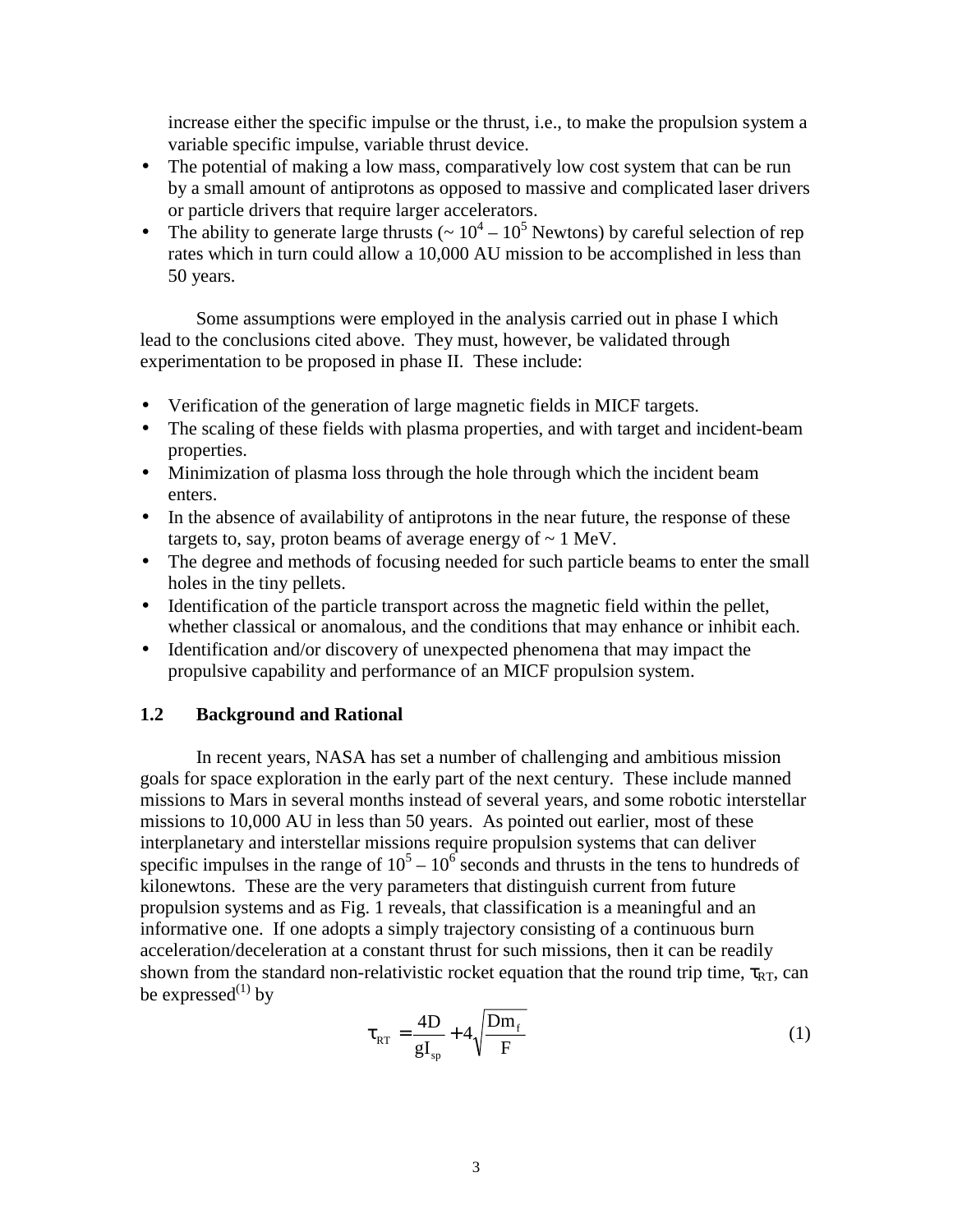increase either the specific impulse or the thrust, i.e., to make the propulsion system a variable specific impulse, variable thrust device.

- The potential of making a low mass, comparatively low cost system that can be run by a small amount of antiprotons as opposed to massive and complicated laser drivers or particle drivers that require larger accelerators.
- The ability to generate large thrusts (~ $10^4 - 10^5$ Newtons) by careful selection of rep rates which in turn could allow a 10,000 AU mission to be accomplished in less than 50 years.

Some assumptions were employed in the analysis carried out in phase I which lead to the conclusions cited above. They must, however, be validated through experimentation to be proposed in phase II. These include:

- Verification of the generation of large magnetic fields in MICF targets.
- The scaling of these fields with plasma properties, and with target and incident-beam properties.
- Minimization of plasma loss through the hole through which the incident beam enters.
- In the absence of availability of antiprotons in the near future, the response of these targets to, say, proton beams of average energy of ~ 1 MeV.
- The degree and methods of focusing needed for such particle beams to enter the small holes in the tiny pellets.
- Identification of the particle transport across the magnetic field within the pellet, whether classical or anomalous, and the conditions that may enhance or inhibit each.
- Identification and/or discovery of unexpected phenomena that may impact the propulsive capability and performance of an MICF propulsion system.

### 1.2 Background and Rational

In recent years, NASA has set a number of challenging and ambitious mission goals for space exploration in the early part of the next century. These include manned missions to Mars in several months instead of several years, and some robotic interstellar missions to 10,000 AU in less than 50 years. As pointed out earlier, most of these interplanetary and interstellar missions require propulsion systems that can deliver specific impulses in the range of $10^5 - 10^6$ seconds and thrusts in the tens to hundreds of kilonewtons. These are the very parameters that distinguish current from future propulsion systems and as Fig. 1 reveals, that classification is a meaningful and an informative one. If one adopts a simply trajectory consisting of a continuous burn acceleration/deceleration at a constant thrust for such missions, then it can be readily shown from the standard non-relativistic rocket equation that the round trip time, $\tau_{RT}$, can be expressed[1] by

$$\tau_{RT} = \frac{4D}{gI_{sp}} + 4\sqrt{\frac{Dm_f}{F}} \tag{1}$$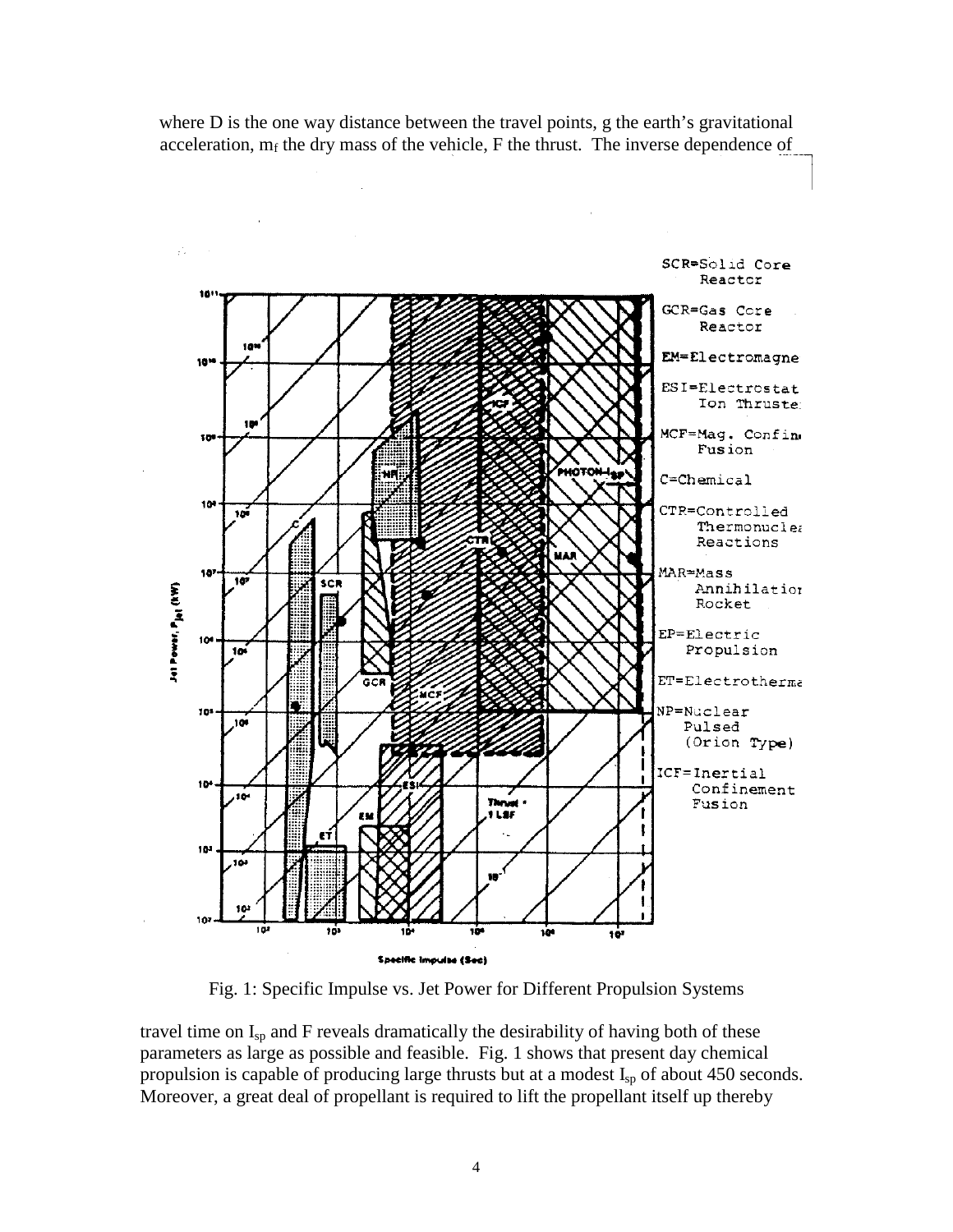where D is the one way distance between the travel points, g the earth's gravitational acceleration, $m_f$ the dry mass of the vehicle, F the thrust. The inverse dependence of

Fig. 1: Specific Impulse vs. Jet Power for Different Propulsion Systems

travel time on $I_{sp}$ and F reveals dramatically the desirability of having both of these parameters as large as possible and feasible. Fig. 1 shows that present day chemical propulsion is capable of producing large thrusts but at a modest $I_{sp}$ of about 450 seconds. Moreover, a great deal of propellant is required to lift the propellant itself up thereby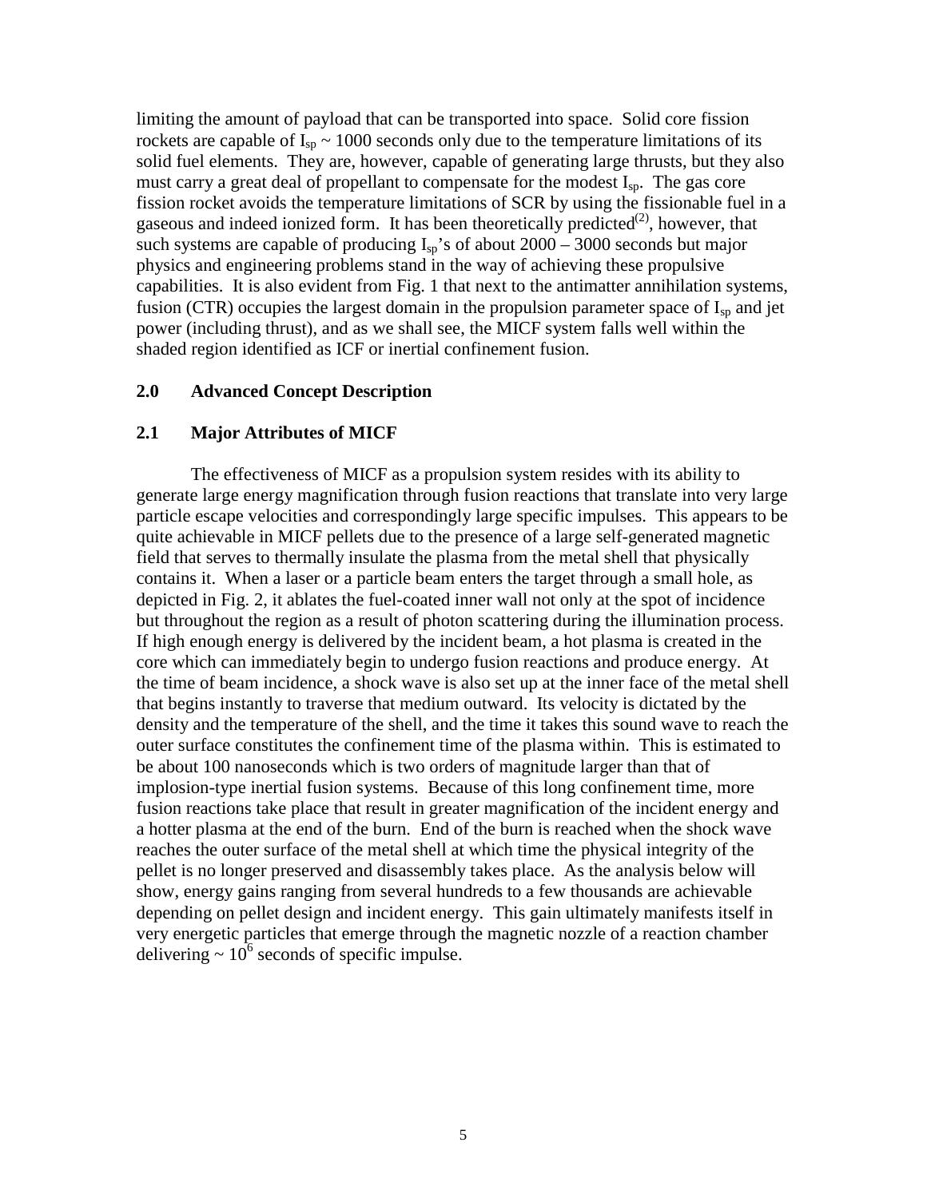limiting the amount of payload that can be transported into space. Solid core fission rockets are capable of $I_{sp} \sim 1000$ seconds only due to the temperature limitations of its solid fuel elements. They are, however, capable of generating large thrusts, but they also must carry a great deal of propellant to compensate for the modest $I_{sp}$. The gas core fission rocket avoids the temperature limitations of SCR by using the fissionable fuel in a gaseous and indeed ionized form. It has been theoretically predicted(2), however, that such systems are capable of producing $I_{sp}$'s of about 2000 – 3000 seconds but major physics and engineering problems stand in the way of achieving these propulsive capabilities. It is also evident from Fig. 1 that next to the antimatter annihilation systems, fusion (CTR) occupies the largest domain in the propulsion parameter space of $I_{sp}$ and jet power (including thrust), and as we shall see, the MICF system falls well within the shaded region identified as ICF or inertial confinement fusion.

## 2.0 Advanced Concept Description

### 2.1 Major Attributes of MICF

The effectiveness of MICF as a propulsion system resides with its ability to generate large energy magnification through fusion reactions that translate into very large particle escape velocities and correspondingly large specific impulses. This appears to be quite achievable in MICF pellets due to the presence of a large self-generated magnetic field that serves to thermally insulate the plasma from the metal shell that physically contains it. When a laser or a particle beam enters the target through a small hole, as depicted in Fig. 2, it ablates the fuel-coated inner wall not only at the spot of incidence but throughout the region as a result of photon scattering during the illumination process. If high enough energy is delivered by the incident beam, a hot plasma is created in the core which can immediately begin to undergo fusion reactions and produce energy. At the time of beam incidence, a shock wave is also set up at the inner face of the metal shell that begins instantly to traverse that medium outward. Its velocity is dictated by the density and the temperature of the shell, and the time it takes this sound wave to reach the outer surface constitutes the confinement time of the plasma within. This is estimated to be about 100 nanoseconds which is two orders of magnitude larger than that of implosion-type inertial fusion systems. Because of this long confinement time, more fusion reactions take place that result in greater magnification of the incident energy and a hotter plasma at the end of the burn. End of the burn is reached when the shock wave reaches the outer surface of the metal shell at which time the physical integrity of the pellet is no longer preserved and disassembly takes place. As the analysis below will show, energy gains ranging from several hundreds to a few thousands are achievable depending on pellet design and incident energy. This gain ultimately manifests itself in very energetic particles that emerge through the magnetic nozzle of a reaction chamber delivering $\sim 10^6$ seconds of specific impulse.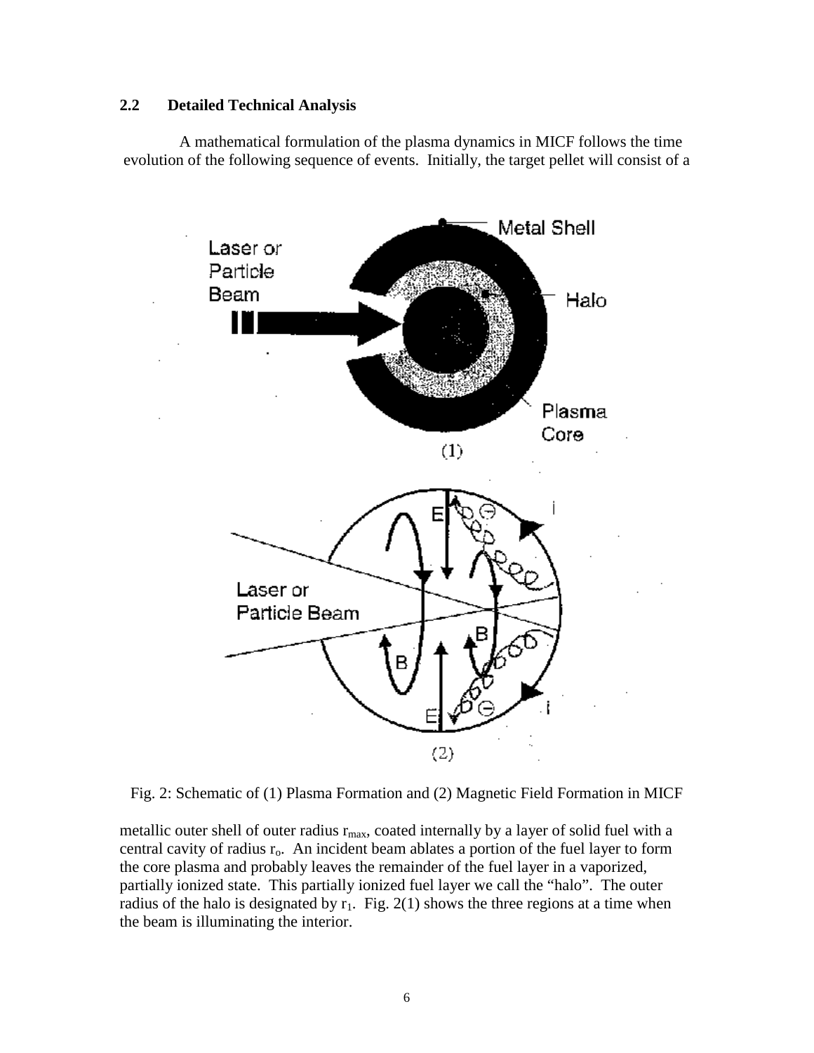### 2.2 Detailed Technical Analysis

A mathematical formulation of the plasma dynamics in MICF follows the time evolution of the following sequence of events. Initially, the target pellet will consist of a

Fig. 2: Schematic of (1) Plasma Formation and (2) Magnetic Field Formation in MICF

metallic outer shell of outer radius $r_{max}$, coated internally by a layer of solid fuel with a central cavity of radius $r_o$. An incident beam ablates a portion of the fuel layer to form the core plasma and probably leaves the remainder of the fuel layer in a vaporized, partially ionized state. This partially ionized fuel layer we call the "halo". The outer radius of the halo is designated by $r_1$. Fig. 2(1) shows the three regions at a time when the beam is illuminating the interior.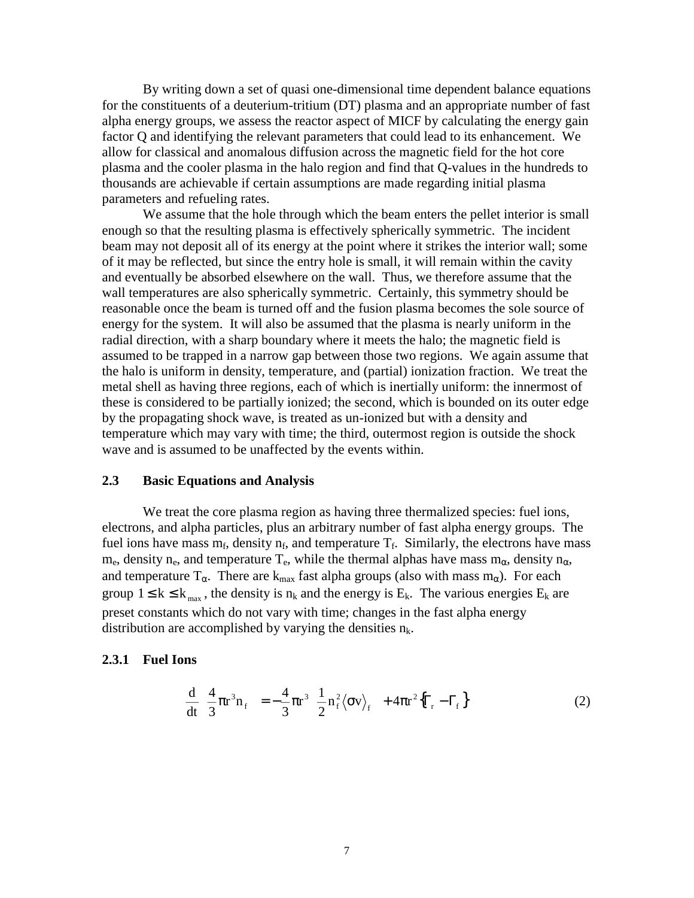By writing down a set of quasi one-dimensional time dependent balance equations for the constituents of a deuterium-tritium (DT) plasma and an appropriate number of fast alpha energy groups, we assess the reactor aspect of MICF by calculating the energy gain factor Q and identifying the relevant parameters that could lead to its enhancement. We allow for classical and anomalous diffusion across the magnetic field for the hot core plasma and the cooler plasma in the halo region and find that Q-values in the hundreds to thousands are achievable if certain assumptions are made regarding initial plasma parameters and refueling rates.

We assume that the hole through which the beam enters the pellet interior is small enough so that the resulting plasma is effectively spherically symmetric. The incident beam may not deposit all of its energy at the point where it strikes the interior wall; some of it may be reflected, but since the entry hole is small, it will remain within the cavity and eventually be absorbed elsewhere on the wall. Thus, we therefore assume that the wall temperatures are also spherically symmetric. Certainly, this symmetry should be reasonable once the beam is turned off and the fusion plasma becomes the sole source of energy for the system. It will also be assumed that the plasma is nearly uniform in the radial direction, with a sharp boundary where it meets the halo; the magnetic field is assumed to be trapped in a narrow gap between those two regions. We again assume that the halo is uniform in density, temperature, and (partial) ionization fraction. We treat the metal shell as having three regions, each of which is inertially uniform: the innermost of these is considered to be partially ionized; the second, which is bounded on its outer edge by the propagating shock wave, is treated as un-ionized but with a density and temperature which may vary with time; the third, outermost region is outside the shock wave and is assumed to be unaffected by the events within.

### 2.3 Basic Equations and Analysis

We treat the core plasma region as having three thermalized species: fuel ions, electrons, and alpha particles, plus an arbitrary number of fast alpha energy groups. The fuel ions have mass $m_f$, density $n_f$, and temperature $T_f$. Similarly, the electrons have mass $m_e$, density $n_e$, and temperature $T_e$, while the thermal alphas have mass $m_\alpha$, density $n_\alpha$, and temperature $T_\alpha$. There are $k_{max}$ fast alpha groups (also with mass $m_\alpha$). For each group $1 \le k \le k_{max}$, the density is $n_k$ and the energy is $E_k$. The various energies $E_k$ are preset constants which do not vary with time; changes in the fast alpha energy distribution are accomplished by varying the densities $n_k$.

#### 2.3.1 Fuel Ions

$$\frac{d}{dt}\left(\frac{4}{3}\pi r^3 n_f\right) = -\frac{4}{3}\pi r^3\left(\frac{1}{2}n_f^2\langle\sigma v\rangle_f\right) + 4\pi r^2\left\{\Gamma_r - \Gamma_f\right\} \tag{2}$$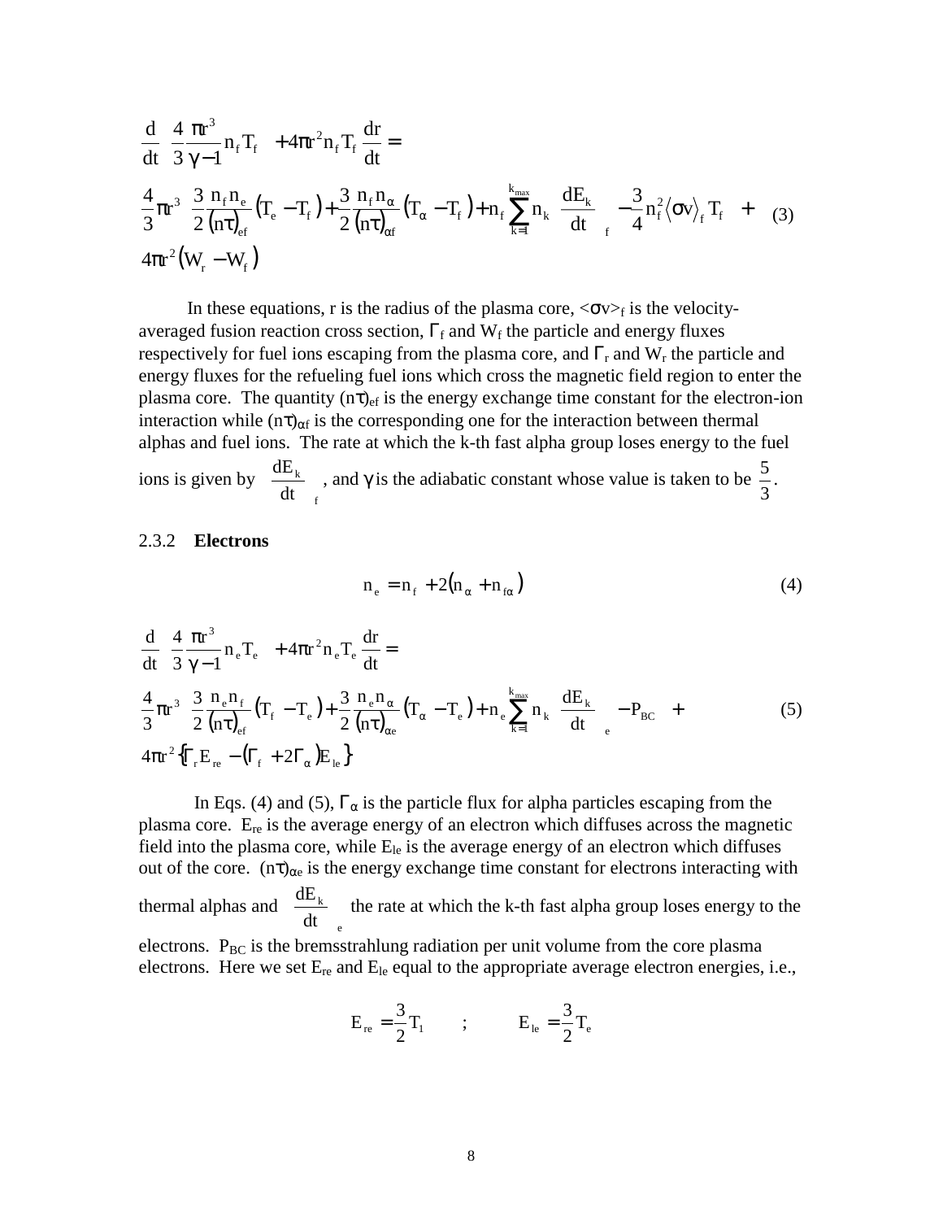$$\frac{d}{dt}\left(\frac{4}{3}\frac{\pi r^3}{\gamma - 1}n_f T_f\right) + 4\pi r^2 n_f T_f \frac{dr}{dt} =$$

$$\frac{4}{3}\pi r^3\left[\frac{3}{2}\frac{n_f n_e}{(n\tau)_{ef}}(T_e - T_f) + \frac{3}{2}\frac{n_f n_\alpha}{(n\tau)_{\alpha f}}(T_\alpha - T_f) + n_f\sum_{k=1}^{k_{max}} n_k\left(\frac{dE_k}{dt}\right)_f - \frac{3}{4}n_f^2\langle\sigma v\rangle_f T_f\right] + 4\pi r^2(W_r - W_f) \quad (3)$$

In these equations, r is the radius of the plasma core, $<\sigma v>_f$ is the velocity-averaged fusion reaction cross section, $\Gamma_f$ and $W_f$ the particle and energy fluxes respectively for fuel ions escaping from the plasma core, and $\Gamma_r$ and $W_r$ the particle and energy fluxes for the refueling fuel ions which cross the magnetic field region to enter the plasma core. The quantity $(n\tau)_{ef}$ is the energy exchange time constant for the electron-ion interaction while $(n\tau)_{\alpha f}$ is the corresponding one for the interaction between thermal alphas and fuel ions. The rate at which the k-th fast alpha group loses energy to the fuel ions is given by $\left(\frac{dE_k}{dt}\right)_f$, and $\gamma$ is the adiabatic constant whose value is taken to be $\frac{5}{3}$.

### 2.3.2 Electrons

$$n_e = n_f + 2(n_\alpha + n_{f\alpha}) \quad (4)$$

$$\frac{d}{dt}\left(\frac{4}{3}\frac{\pi r^3}{\gamma - 1}n_e T_e\right) + 4\pi r^2 n_e T_e \frac{dr}{dt} =$$

$$\frac{4}{3}\pi r^3\left[\frac{3}{2}\frac{n_e n_f}{(n\tau)_{ef}}(T_f - T_e) + \frac{3}{2}\frac{n_e n_\alpha}{(n\tau)_{\alpha e}}(T_\alpha - T_e) + n_e\sum_{k=1}^{k_{max}} n_k\left(\frac{dE_k}{dt}\right)_e - P_{BC}\right] + 4\pi r^2\left\{\Gamma_r E_{re} - (\Gamma_f + 2\Gamma_\alpha)E_{le}\right\} \quad (5)$$

In Eqs. (4) and (5), $\Gamma_\alpha$ is the particle flux for alpha particles escaping from the plasma core. $E_{re}$ is the average energy of an electron which diffuses across the magnetic field into the plasma core, while $E_{le}$ is the average energy of an electron which diffuses out of the core. $(n\tau)_{\alpha e}$ is the energy exchange time constant for electrons interacting with thermal alphas and $\left(\frac{dE_k}{dt}\right)_e$ the rate at which the k-th fast alpha group loses energy to the electrons. $P_{BC}$ is the bremsstrahlung radiation per unit volume from the core plasma electrons. Here we set $E_{re}$ and $E_{le}$ equal to the appropriate average electron energies, i.e.,

$$E_{re} = \frac{3}{2}T_1 \quad ; \quad E_{le} = \frac{3}{2}T_e$$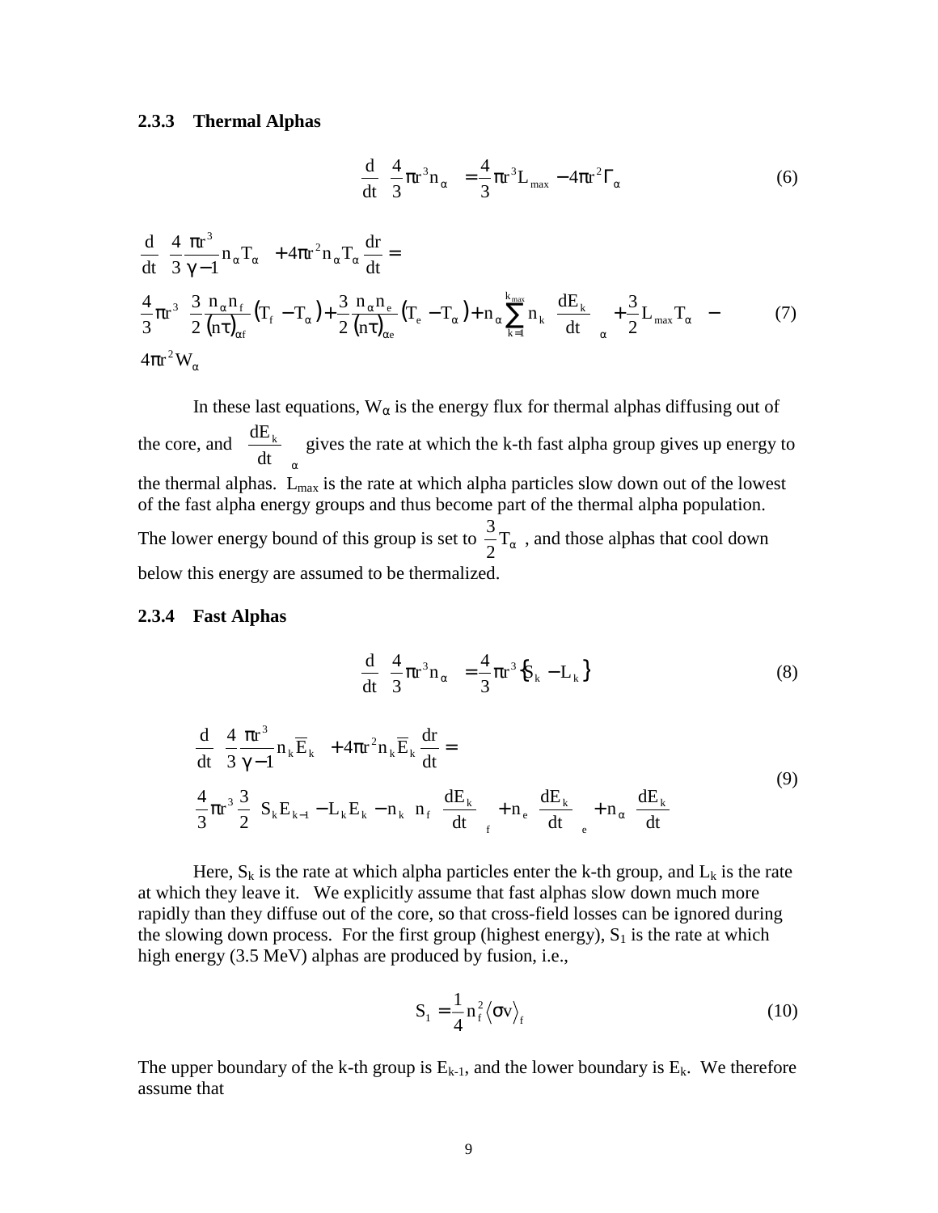### 2.3.3 Thermal Alphas

$$\frac{d}{dt}\left(\frac{4}{3}\pi r^3 n_\alpha\right) = \frac{4}{3}\pi r^3 L_{max} - 4\pi r^2 \Gamma_\alpha \tag{6}$$

$$\begin{aligned}
&\frac{d}{dt}\left(\frac{4}{3}\frac{\pi r^3}{\gamma - 1} n_\alpha T_\alpha\right) + 4\pi r^2 n_\alpha T_\alpha \frac{dr}{dt} = \\
&\frac{4}{3}\pi r^3 \left[\frac{3}{2}\frac{n_\alpha n_f}{(n\tau)_{\alpha f}}\left(T_f - T_\alpha\right) + \frac{3}{2}\frac{n_\alpha n_e}{(n\tau)_{\alpha e}}\left(T_e - T_\alpha\right) + n_\alpha \sum_{k=1}^{k_{max}} n_k \left(\frac{dE_k}{dt}\right)_\alpha + \frac{3}{2} L_{max} T_\alpha\right] - \\
&4\pi r^2 W_\alpha
\end{aligned} \tag{7}$$

In these last equations, $W_\alpha$ is the energy flux for thermal alphas diffusing out of the core, and $\left(\frac{dE_k}{dt}\right)_\alpha$ gives the rate at which the k-th fast alpha group gives up energy to the thermal alphas. $L_{max}$ is the rate at which alpha particles slow down out of the lowest of the fast alpha energy groups and thus become part of the thermal alpha population. The lower energy bound of this group is set to $\frac{3}{2}T_\alpha$, and those alphas that cool down below this energy are assumed to be thermalized.

### 2.3.4 Fast Alphas

$$\frac{d}{dt}\left(\frac{4}{3}\pi r^3 n_\alpha\right) = \frac{4}{3}\pi r^3 \left\{S_k - L_k\right\} \tag{8}$$

$$\begin{aligned}
&\frac{d}{dt}\left(\frac{4}{3}\frac{\pi r^3}{\gamma - 1} n_k \overline{E}_k\right) + 4\pi r^2 n_k \overline{E}_k \frac{dr}{dt} = \\
&\frac{4}{3}\pi r^3 \frac{3}{2}\left[S_k E_{k-1} - L_k E_k - n_k \left(n_f \left(\frac{dE_k}{dt}\right)_f + n_e \left(\frac{dE_k}{dt}\right)_e + n_\alpha \left(\frac{dE_k}{dt}\right)\right)\right]
\end{aligned} \tag{9}$$

Here, $S_k$ is the rate at which alpha particles enter the k-th group, and $L_k$ is the rate at which they leave it. We explicitly assume that fast alphas slow down much more rapidly than they diffuse out of the core, so that cross-field losses can be ignored during the slowing down process. For the first group (highest energy), $S_1$ is the rate at which high energy (3.5 MeV) alphas are produced by fusion, i.e.,

$$S_1 = \frac{1}{4} n_f^2 \left\langle \sigma v \right\rangle_f \tag{10}$$

The upper boundary of the k-th group is $E_{k-1}$, and the lower boundary is $E_k$. We therefore assume that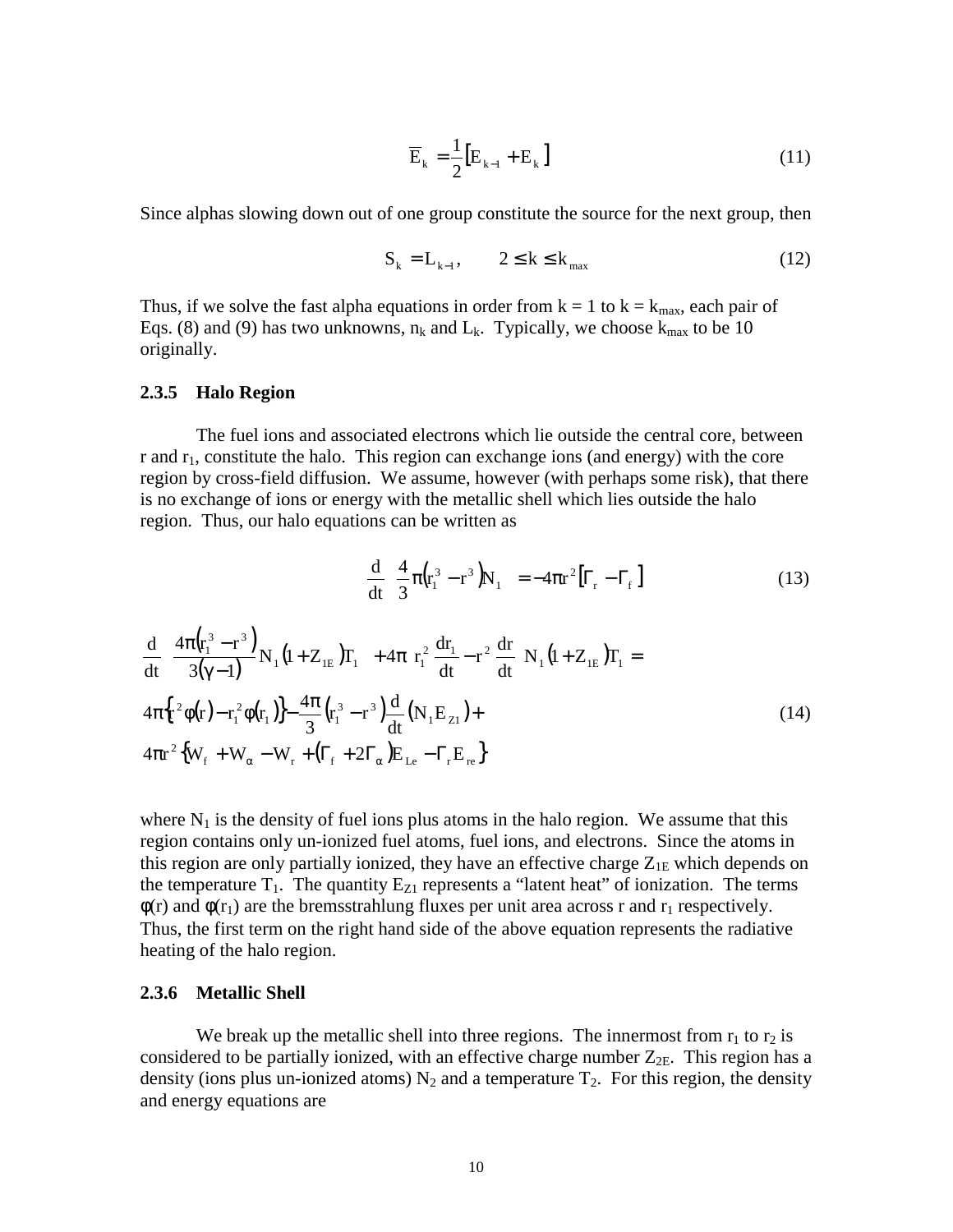$$\overline{E}_k = \frac{1}{2}\left[E_{k-1} + E_k\right] \tag{11}$$

Since alphas slowing down out of one group constitute the source for the next group, then

$$S_k = L_{k-1}, \qquad 2 \le k \le k_{max} \tag{12}$$

Thus, if we solve the fast alpha equations in order from k = 1 to $k = k_{max}$, each pair of Eqs. (8) and (9) has two unknowns, $n_k$ and $L_k$. Typically, we choose $k_{max}$ to be 10 originally.

### 2.3.5 Halo Region

The fuel ions and associated electrons which lie outside the central core, between r and $r_1$, constitute the halo. This region can exchange ions (and energy) with the core region by cross-field diffusion. We assume, however (with perhaps some risk), that there is no exchange of ions or energy with the metallic shell which lies outside the halo region. Thus, our halo equations can be written as

$$\frac{d}{dt}\left[\frac{4}{3}\pi\left(r_1^3 - r^3\right)N_1\right] = -4\pi r^2\left[\Gamma_r - \Gamma_f\right] \tag{13}$$

$$\begin{aligned}
&\frac{d}{dt}\left[\frac{4\pi\left(r_1^3 - r^3\right)}{3(\gamma - 1)}N_1\left(1 + Z_{1E}\right)T_1\right] + 4\pi\left[r_1^2\frac{dr_1}{dt} - r^2\frac{dr}{dt}\right]N_1\left(1 + Z_{1E}\right)T_1 = \\
&4\pi\left\{r^2\phi(r) - r_1^2\phi(r_1)\right\} - \frac{4\pi}{3}\left(r_1^3 - r^3\right)\frac{d}{dt}\left(N_1 E_{Z1}\right) + \\
&4\pi r^2\left\{W_f + W_\alpha - W_r + \left(\Gamma_f + 2\Gamma_\alpha\right)E_{Le} - \Gamma_r E_{re}\right\}
\end{aligned} \tag{14}$$

where $N_1$ is the density of fuel ions plus atoms in the halo region. We assume that this region contains only un-ionized fuel atoms, fuel ions, and electrons. Since the atoms in this region are only partially ionized, they have an effective charge $Z_{1E}$ which depends on the temperature $T_1$. The quantity $E_{Z1}$ represents a "latent heat" of ionization. The terms $\phi(r)$ and $\phi(r_1)$ are the bremsstrahlung fluxes per unit area across r and $r_1$ respectively. Thus, the first term on the right hand side of the above equation represents the radiative heating of the halo region.

### 2.3.6 Metallic Shell

We break up the metallic shell into three regions. The innermost from $r_1$ to $r_2$ is considered to be partially ionized, with an effective charge number $Z_{2E}$. This region has a density (ions plus un-ionized atoms) $N_2$ and a temperature $T_2$. For this region, the density and energy equations are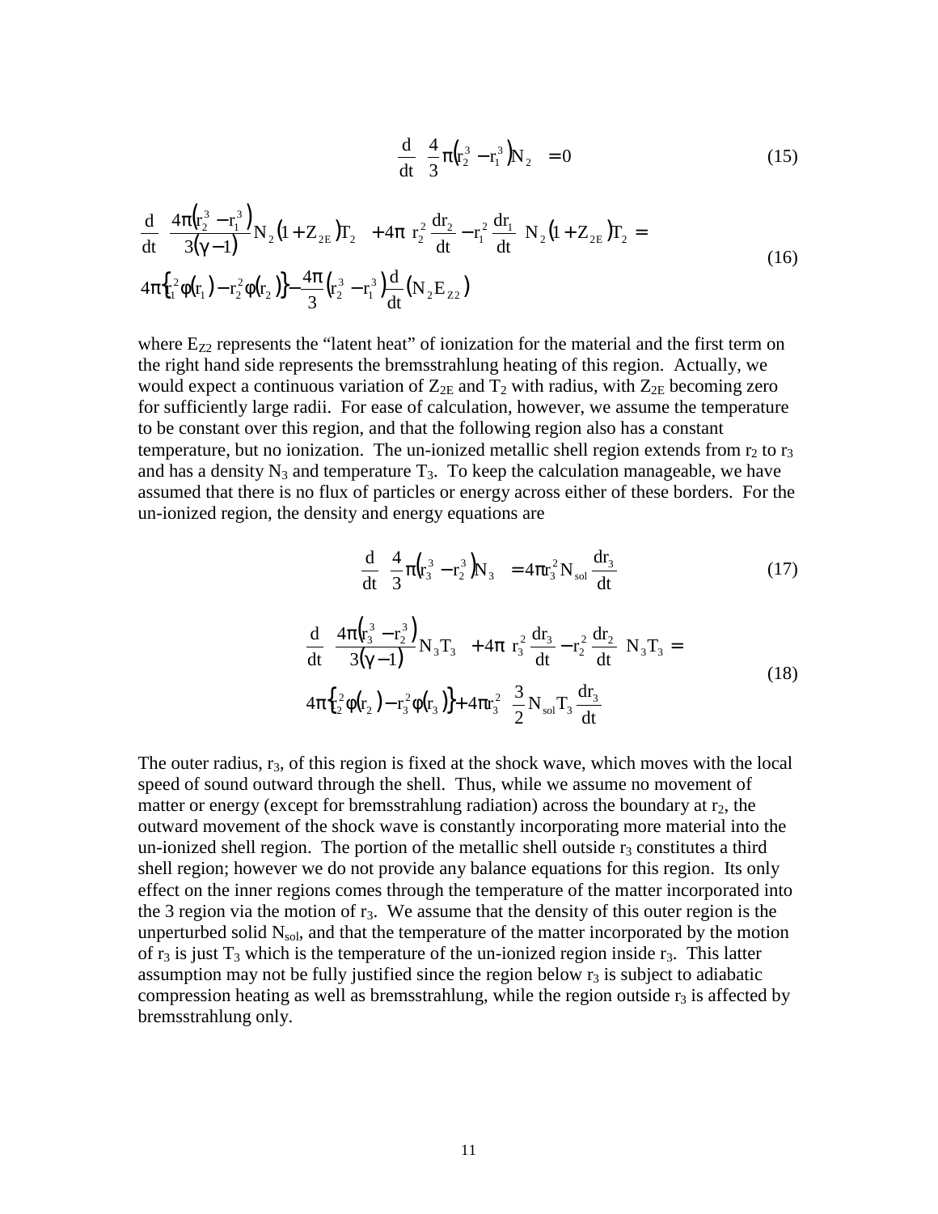$$\frac{d}{dt}\left[\frac{4}{3}\pi\left(r_2^3 - r_1^3\right)N_2\right] = 0 \tag{15}$$

$$\frac{d}{dt}\left[\frac{4\pi\left(r_2^3 - r_1^3\right)}{3(\gamma - 1)}N_2\left(1 + Z_{2E}\right)T_2\right] + 4\pi\left[r_2^2\frac{dr_2}{dt} - r_1^2\frac{dr_1}{dt}\right]N_2\left(1 + Z_{2E}\right)T_2 =$$
$$4\pi\left\{r_1^2\phi(r_1) - r_2^2\phi(r_2)\right\} - \frac{4\pi}{3}\left(r_2^3 - r_1^3\right)\frac{d}{dt}\left(N_2 E_{Z2}\right) \tag{16}$$

where $E_{Z2}$ represents the "latent heat" of ionization for the material and the first term on the right hand side represents the bremsstrahlung heating of this region. Actually, we would expect a continuous variation of $Z_{2E}$ and $T_2$ with radius, with $Z_{2E}$ becoming zero for sufficiently large radii. For ease of calculation, however, we assume the temperature to be constant over this region, and that the following region also has a constant temperature, but no ionization. The un-ionized metallic shell region extends from $r_2$ to $r_3$ and has a density $N_3$ and temperature $T_3$. To keep the calculation manageable, we have assumed that there is no flux of particles or energy across either of these borders. For the un-ionized region, the density and energy equations are

$$\frac{d}{dt}\left[\frac{4}{3}\pi\left(r_3^3 - r_2^3\right)N_3\right] = 4\pi r_3^2 N_{sol}\frac{dr_3}{dt} \tag{17}$$

$$\frac{d}{dt}\left[\frac{4\pi\left(r_3^3 - r_2^3\right)}{3(\gamma - 1)}N_3 T_3\right] + 4\pi\left[r_3^2\frac{dr_3}{dt} - r_2^2\frac{dr_2}{dt}\right]N_3 T_3 =$$
$$4\pi\left\{r_2^2\phi(r_2) - r_3^2\phi(r_3)\right\} + 4\pi r_3^2\left[\frac{3}{2}N_{sol}T_3\frac{dr_3}{dt}\right] \tag{18}$$

The outer radius, $r_3$, of this region is fixed at the shock wave, which moves with the local speed of sound outward through the shell. Thus, while we assume no movement of matter or energy (except for bremsstrahlung radiation) across the boundary at $r_2$, the outward movement of the shock wave is constantly incorporating more material into the un-ionized shell region. The portion of the metallic shell outside $r_3$ constitutes a third shell region; however we do not provide any balance equations for this region. Its only effect on the inner regions comes through the temperature of the matter incorporated into the 3 region via the motion of $r_3$. We assume that the density of this outer region is the unperturbed solid $N_{sol}$, and that the temperature of the matter incorporated by the motion of $r_3$ is just $T_3$ which is the temperature of the un-ionized region inside $r_3$. This latter assumption may not be fully justified since the region below $r_3$ is subject to adiabatic compression heating as well as bremsstrahlung, while the region outside $r_3$ is affected by bremsstrahlung only.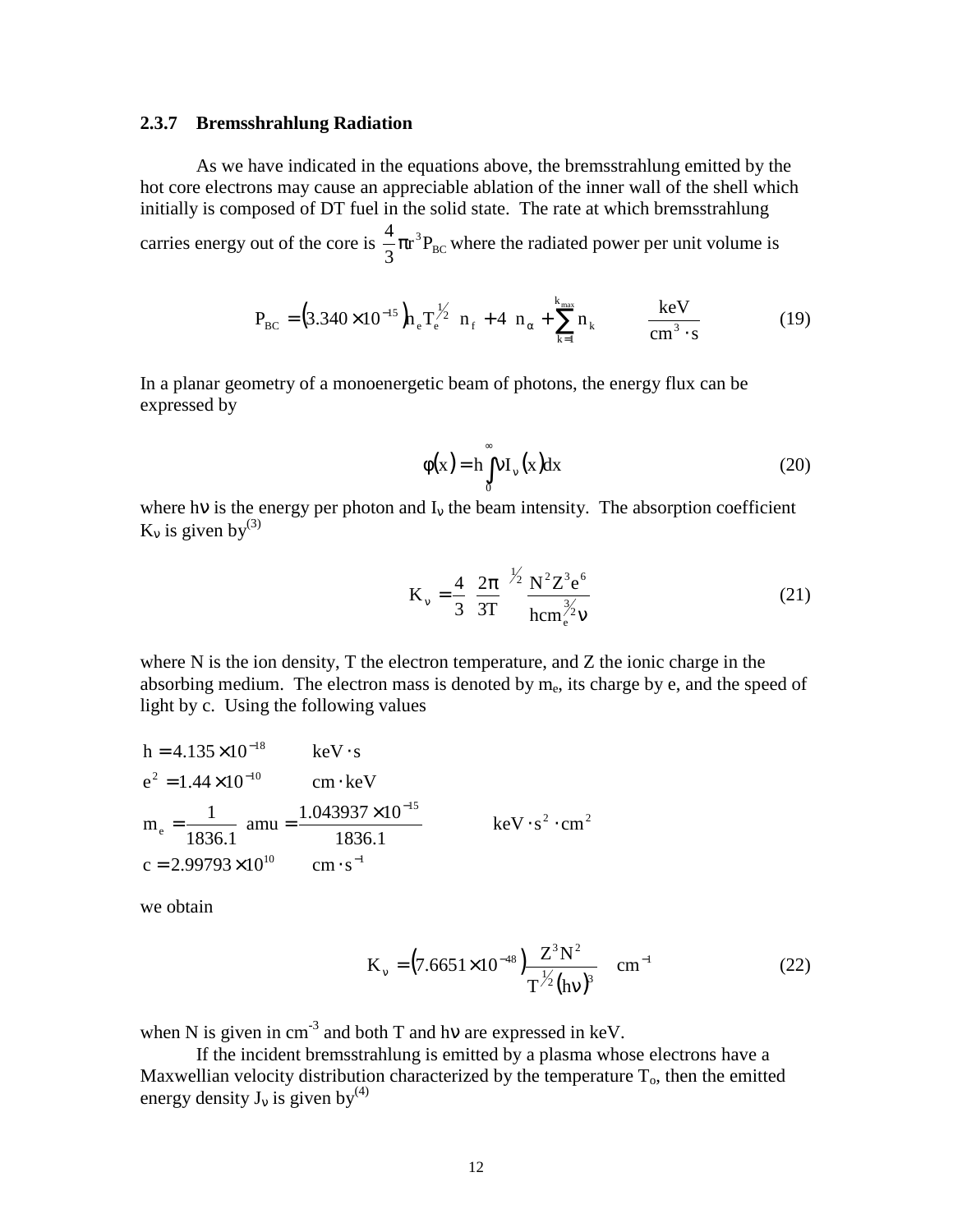### 2.3.7 Bremsshrahlung Radiation

As we have indicated in the equations above, the bremsstrahlung emitted by the hot core electrons may cause an appreciable ablation of the inner wall of the shell which initially is composed of DT fuel in the solid state. The rate at which bremsstrahlung carries energy out of the core is $\frac{4}{3}\pi r^3 P_{BC}$ where the radiated power per unit volume is

$$P_{BC} = \left(3.340 \times 10^{-15}\right) n_e T_e^{1/2} \left[ n_f + 4 \; n_\alpha + \sum_{k=1}^{k_{max}} n_k \right] \quad \frac{\text{keV}}{\text{cm}^3 \cdot \text{s}} \tag{19}$$

In a planar geometry of a monoenergetic beam of photons, the energy flux can be expressed by

$$\phi(x) = h \int_0^\infty \nu I_\nu(x) dx \tag{20}$$

where $h\nu$ is the energy per photon and $I_\nu$ the beam intensity. The absorption coefficient $K_\nu$ is given by[3]

$$K_\nu = \frac{4}{3}\left(\frac{2\pi}{3T}\right)^{1/2} \frac{N^2 Z^3 e^6}{hcm_e^{3/2}\nu} \tag{21}$$

where N is the ion density, T the electron temperature, and Z the ionic charge in the absorbing medium. The electron mass is denoted by $m_e$, its charge by e, and the speed of light by c. Using the following values

$$\begin{aligned}
h &= 4.135 \times 10^{-18} \qquad \text{keV} \cdot \text{s} \\
e^2 &= 1.44 \times 10^{-10} \qquad \text{cm} \cdot \text{keV} \\
m_e &= \frac{1}{1836.1} \text{ amu} = \frac{1.043937 \times 10^{-15}}{1836.1} \qquad \text{keV} \cdot \text{s}^2 \cdot \text{cm}^2 \\
c &= 2.99793 \times 10^{10} \qquad \text{cm} \cdot \text{s}^{-1}
\end{aligned}$$

we obtain

$$K_\nu = \left(7.6651 \times 10^{-48}\right) \frac{Z^3 N^2}{T^{1/2} (h\nu)^3} \quad \text{cm}^{-1} \tag{22}$$

when N is given in $\text{cm}^{-3}$ and both T and $h\nu$ are expressed in keV.

If the incident bremsstrahlung is emitted by a plasma whose electrons have a Maxwellian velocity distribution characterized by the temperature $T_o$, then the emitted energy density $J_\nu$ is given by[4]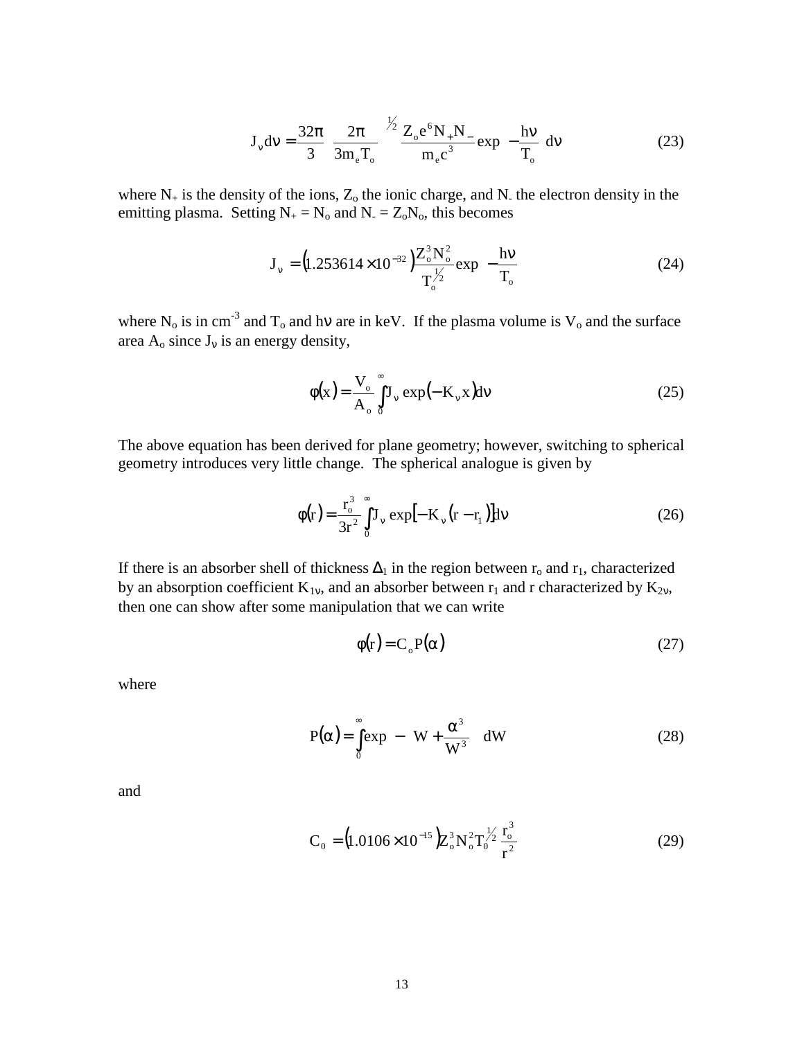$$J_\nu d\nu = \frac{32\pi}{3}\left(\frac{2\pi}{3m_e T_o}\right)^{1/2}\left(\frac{Z_o e^6 N_+ N_-}{m_e c^3}\right)\exp\left(-\frac{h\nu}{T_o}\right)d\nu \tag{23}$$

where $N_+$ is the density of the ions, $Z_o$ the ionic charge, and $N_-$ the electron density in the emitting plasma. Setting $N_+ = N_o$ and $N_- = Z_o N_o$, this becomes

$$J_\nu = \left(1.253614\times 10^{-32}\right)\frac{Z_o^3 N_o^2}{T_o^{1/2}}\exp\left(-\frac{h\nu}{T_o}\right) \tag{24}$$

where $N_o$ is in cm$^{-3}$ and $T_o$ and $h\nu$ are in keV. If the plasma volume is $V_o$ and the surface area $A_o$ since $J_\nu$ is an energy density,

$$\phi(x) = \frac{V_o}{A_o}\int_0^\infty J_\nu \exp\left(-K_\nu x\right)d\nu \tag{25}$$

The above equation has been derived for plane geometry; however, switching to spherical geometry introduces very little change. The spherical analogue is given by

$$\phi(r) = \frac{r_o^3}{3r^2}\int_0^\infty J_\nu \exp\left[-K_\nu\left(r - r_1\right)\right]d\nu \tag{26}$$

If there is an absorber shell of thickness $\Delta_1$ in the region between $r_o$ and $r_1$, characterized by an absorption coefficient $K_{1\nu}$, and an absorber between $r_1$ and r characterized by $K_{2\nu}$, then one can show after some manipulation that we can write

$$\phi(r) = C_o P(\alpha) \tag{27}$$

where

$$P(\alpha) = \int_0^\infty \exp\left[-\left(W + \frac{\alpha^3}{W^3}\right)\right]dW \tag{28}$$

and

$$C_0 = \left(1.0106\times 10^{-15}\right)Z_o^3 N_o^2 T_0^{1/2}\frac{r_o^3}{r^2} \tag{29}$$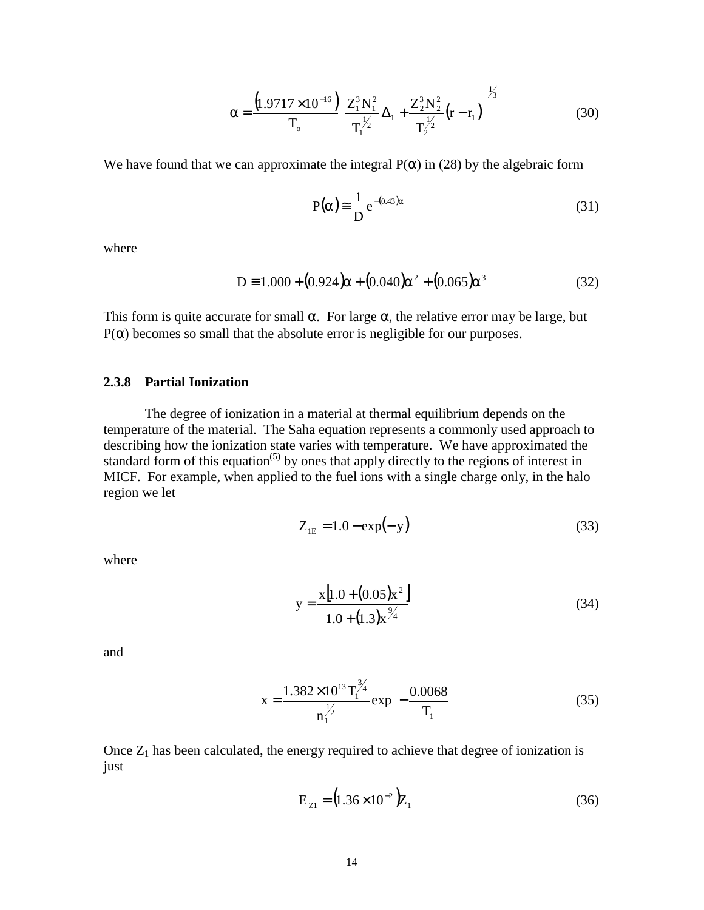$$\alpha = \frac{\left(1.9717 \times 10^{-16}\right)}{T_o} \left[ \frac{Z_1^3 N_1^2}{T_1^{1/2}} \Delta_1 + \frac{Z_2^3 N_2^2}{T_2^{1/2}} \left(r - r_1\right) \right]^{1/3} \tag{30}$$

We have found that we can approximate the integral $P(\alpha)$ in (28) by the algebraic form

$$P(\alpha) \cong \frac{1}{D} e^{-(0.43)\alpha} \tag{31}$$

where

$$D \equiv 1.000 + (0.924)\alpha + (0.040)\alpha^2 + (0.065)\alpha^3 \tag{32}$$

This form is quite accurate for small $\alpha$. For large $\alpha$, the relative error may be large, but $P(\alpha)$ becomes so small that the absolute error is negligible for our purposes.

### 2.3.8 Partial Ionization

The degree of ionization in a material at thermal equilibrium depends on the temperature of the material. The Saha equation represents a commonly used approach to describing how the ionization state varies with temperature. We have approximated the standard form of this equation[5] by ones that apply directly to the regions of interest in MICF. For example, when applied to the fuel ions with a single charge only, in the halo region we let

$$Z_{1E} = 1.0 - \exp(-y) \tag{33}$$

where

$$y = \frac{x\left[1.0 + (0.05)x^2\right]}{1.0 + (1.3)x^{9/4}} \tag{34}$$

and

$$x = \frac{1.382 \times 10^{13} T_1^{3/4}}{n_1^{1/2}} \exp\left(-\frac{0.0068}{T_1}\right) \tag{35}$$

Once $Z_1$ has been calculated, the energy required to achieve that degree of ionization is just

$$E_{Z1} = \left(1.36 \times 10^{-2}\right) Z_1 \tag{36}$$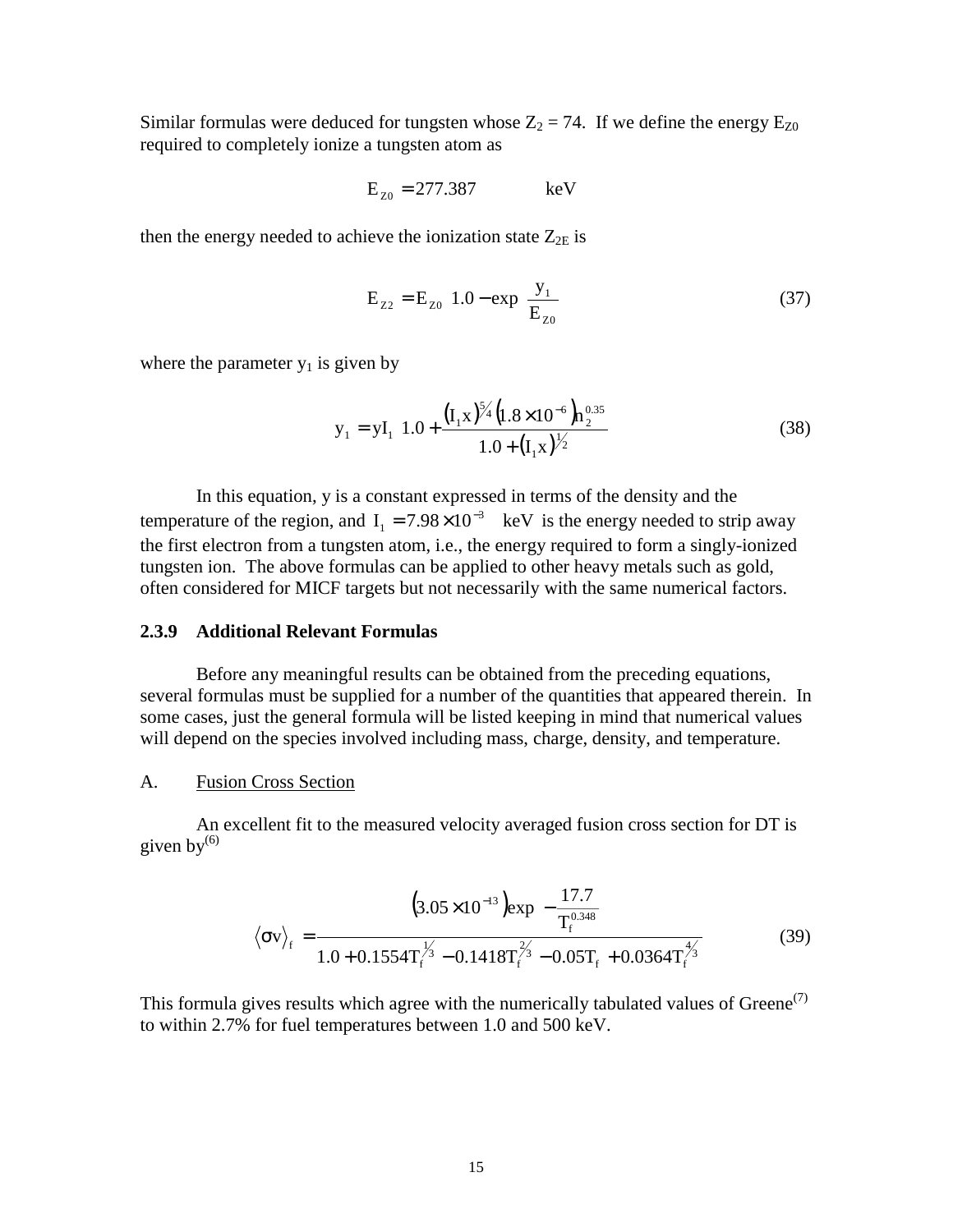Similar formulas were deduced for tungsten whose $Z_2 = 74$. If we define the energy $E_{Z0}$ required to completely ionize a tungsten atom as

$$E_{Z0} = 277.387 \qquad \text{keV}$$

then the energy needed to achieve the ionization state $Z_{2E}$ is

$$E_{Z2} = E_{Z0}\left[1.0 - \exp\left(\frac{y_1}{E_{Z0}}\right)\right] \tag{37}$$

where the parameter $y_1$ is given by

$$y_1 = yI_1\left[1.0 + \frac{(I_1 x)^{5/4}\left(1.8\times10^{-6}\right)n_2^{0.35}}{1.0 + (I_1 x)^{1/2}}\right] \tag{38}$$

In this equation, y is a constant expressed in terms of the density and the temperature of the region, and $I_1 = 7.98\times10^{-3}$ keV is the energy needed to strip away the first electron from a tungsten atom, i.e., the energy required to form a singly-ionized tungsten ion. The above formulas can be applied to other heavy metals such as gold, often considered for MICF targets but not necessarily with the same numerical factors.

### 2.3.9 Additional Relevant Formulas

Before any meaningful results can be obtained from the preceding equations, several formulas must be supplied for a number of the quantities that appeared therein. In some cases, just the general formula will be listed keeping in mind that numerical values will depend on the species involved including mass, charge, density, and temperature.

A. Fusion Cross Section

An excellent fit to the measured velocity averaged fusion cross section for DT is given by[6]

$$\langle\sigma v\rangle_f = \frac{\left(3.05\times10^{-13}\right)\exp\left(-\frac{17.7}{T_f^{0.348}}\right)}{1.0 + 0.1554T_f^{1/3} - 0.1418T_f^{2/3} - 0.05T_f + 0.0364T_f^{4/3}} \tag{39}$$

This formula gives results which agree with the numerically tabulated values of Greene[7] to within 2.7% for fuel temperatures between 1.0 and 500 keV.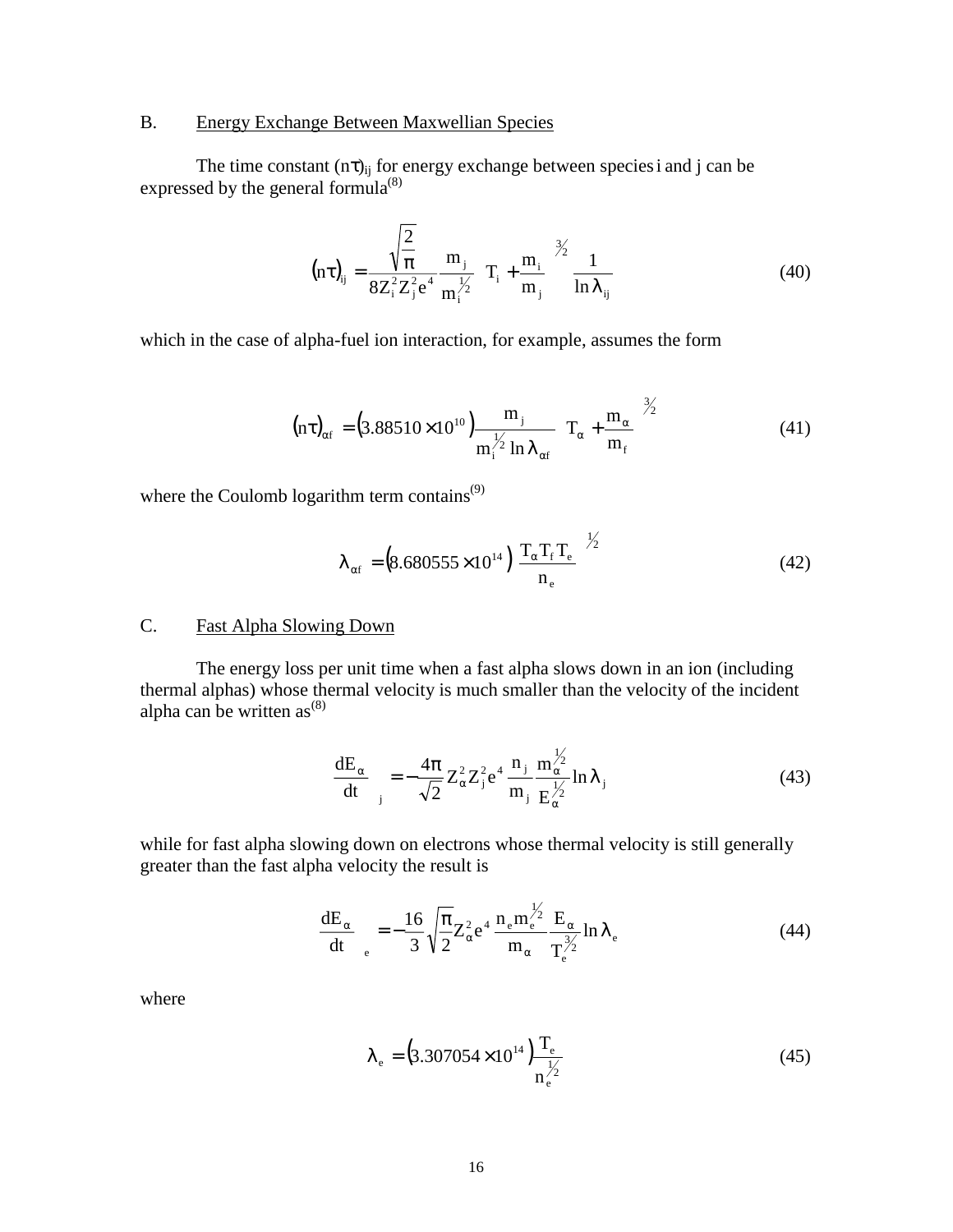## B. Energy Exchange Between Maxwellian Species

The time constant $(n\tau)_{ij}$ for energy exchange between species i and j can be expressed by the general formula[8]

$$(n\tau)_{ij} = \frac{\sqrt{\frac{2}{\pi}}}{8Z_i^2 Z_j^2 e^4} \frac{m_j}{m_i^{1/2}} \left( T_i + \frac{m_i}{m_j} \right)^{3/2} \frac{1}{\ln \lambda_{ij}} \tag{40}$$

which in the case of alpha-fuel ion interaction, for example, assumes the form

$$(n\tau)_{\alpha f} = \left(3.88510 \times 10^{10}\right) \frac{m_j}{m_i^{1/2} \ln \lambda_{\alpha f}} \left( T_\alpha + \frac{m_\alpha}{m_f} \right)^{3/2} \tag{41}$$

where the Coulomb logarithm term contains[9]

$$\lambda_{\alpha f} = \left(8.680555 \times 10^{14}\right) \left( \frac{T_\alpha T_f T_e}{n_e} \right)^{1/2} \tag{42}$$

## C. Fast Alpha Slowing Down

The energy loss per unit time when a fast alpha slows down in an ion (including thermal alphas) whose thermal velocity is much smaller than the velocity of the incident alpha can be written as[8]

$$\left( \frac{dE_\alpha}{dt} \right)_j = -\frac{4\pi}{\sqrt{2}} Z_\alpha^2 Z_j^2 e^4 \frac{n_j}{m_j} \frac{m_\alpha^{1/2}}{E_\alpha^{1/2}} \ln \lambda_j \tag{43}$$

while for fast alpha slowing down on electrons whose thermal velocity is still generally greater than the fast alpha velocity the result is

$$\left( \frac{dE_\alpha}{dt} \right)_e = -\frac{16}{3} \sqrt{\frac{\pi}{2}} Z_\alpha^2 e^4 \frac{n_e m_e^{1/2}}{m_\alpha} \frac{E_\alpha}{T_e^{3/2}} \ln \lambda_e \tag{44}$$

where

$$\lambda_e = \left(3.307054 \times 10^{14}\right) \frac{T_e}{n_e^{1/2}} \tag{45}$$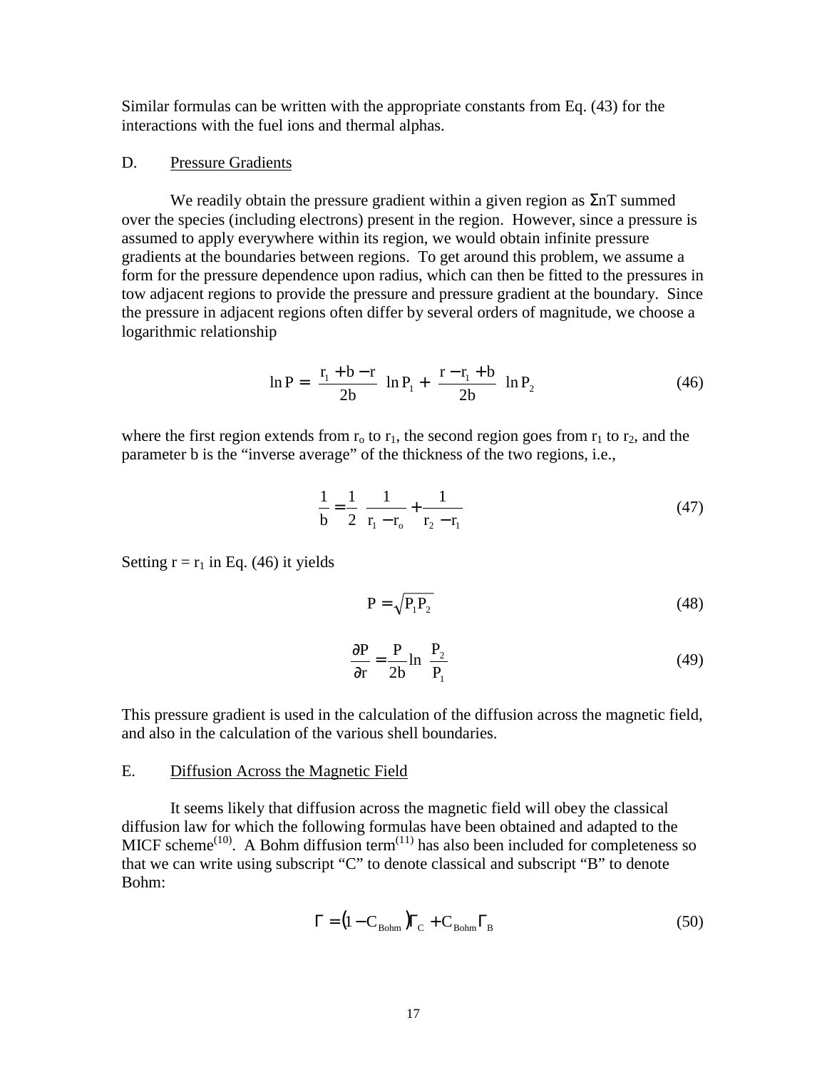Similar formulas can be written with the appropriate constants from Eq. (43) for the interactions with the fuel ions and thermal alphas.

D. Pressure Gradients

We readily obtain the pressure gradient within a given region as ΣnT summed over the species (including electrons) present in the region. However, since a pressure is assumed to apply everywhere within its region, we would obtain infinite pressure gradients at the boundaries between regions. To get around this problem, we assume a form for the pressure dependence upon radius, which can then be fitted to the pressures in tow adjacent regions to provide the pressure and pressure gradient at the boundary. Since the pressure in adjacent regions often differ by several orders of magnitude, we choose a logarithmic relationship

$$\ln P = \left(\frac{r_1 + b - r}{2b}\right) \ln P_1 + \left(\frac{r - r_1 + b}{2b}\right) \ln P_2 \tag{46}$$

where the first region extends from $r_o$ to $r_1$, the second region goes from $r_1$ to $r_2$, and the parameter b is the "inverse average" of the thickness of the two regions, i.e.,

$$\frac{1}{b} = \frac{1}{2}\left(\frac{1}{r_1 - r_o} + \frac{1}{r_2 - r_1}\right) \tag{47}$$

Setting $r = r_1$ in Eq. (46) it yields

$$P = \sqrt{P_1 P_2} \tag{48}$$

$$\frac{\partial P}{\partial r} = \frac{P}{2b} \ln\left(\frac{P_2}{P_1}\right) \tag{49}$$

This pressure gradient is used in the calculation of the diffusion across the magnetic field, and also in the calculation of the various shell boundaries.

E. Diffusion Across the Magnetic Field

It seems likely that diffusion across the magnetic field will obey the classical diffusion law for which the following formulas have been obtained and adapted to the MICF scheme[10]. A Bohm diffusion term[11] has also been included for completeness so that we can write using subscript "C" to denote classical and subscript "B" to denote Bohm:

$$\Gamma = (1 - C_{Bohm})\Gamma_C + C_{Bohm}\Gamma_B \tag{50}$$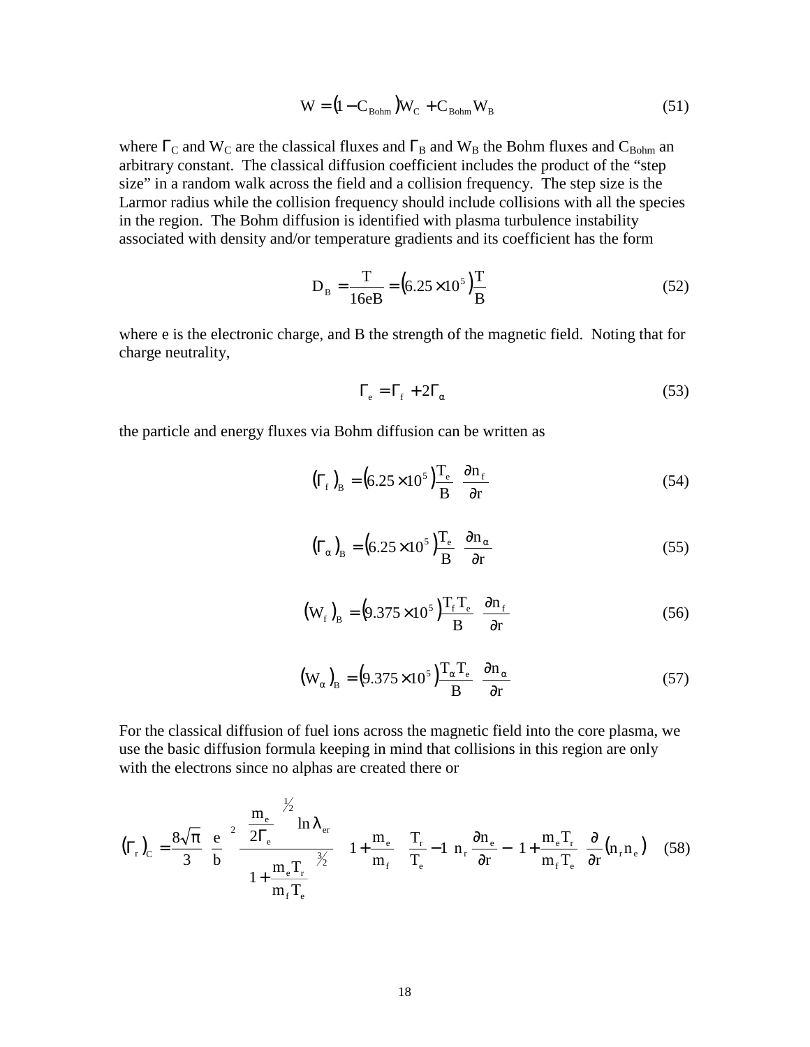$$W = (1 - C_{Bohm})W_C + C_{Bohm} W_B \tag{51}$$

where $\Gamma_C$ and $W_C$ are the classical fluxes and $\Gamma_B$ and $W_B$ the Bohm fluxes and $C_{Bohm}$ an arbitrary constant. The classical diffusion coefficient includes the product of the "step size" in a random walk across the field and a collision frequency. The step size is the Larmor radius while the collision frequency should include collisions with all the species in the region. The Bohm diffusion is identified with plasma turbulence instability associated with density and/or temperature gradients and its coefficient has the form

$$D_B = \frac{T}{16eB} = \left(6.25 \times 10^5\right)\frac{T}{B} \tag{52}$$

where e is the electronic charge, and B the strength of the magnetic field. Noting that for charge neutrality,

$$\Gamma_e = \Gamma_f + 2\Gamma_\alpha \tag{53}$$

the particle and energy fluxes via Bohm diffusion can be written as

$$\left(\Gamma_f\right)_B = \left(6.25 \times 10^5\right)\frac{T_e}{B}\frac{\partial n_f}{\partial r} \tag{54}$$

$$\left(\Gamma_\alpha\right)_B = \left(6.25 \times 10^5\right)\frac{T_e}{B}\frac{\partial n_\alpha}{\partial r} \tag{55}$$

$$\left(W_f\right)_B = \left(9.375 \times 10^5\right)\frac{T_f T_e}{B}\frac{\partial n_f}{\partial r} \tag{56}$$

$$\left(W_\alpha\right)_B = \left(9.375 \times 10^5\right)\frac{T_\alpha T_e}{B}\frac{\partial n_\alpha}{\partial r} \tag{57}$$

For the classical diffusion of fuel ions across the magnetic field into the core plasma, we use the basic diffusion formula keeping in mind that collisions in this region are only with the electrons since no alphas are created there or

$$\left(\Gamma_r\right)_C = \frac{8\sqrt{\pi}}{3}\left(\frac{e}{b}\right)^2 \frac{\left(\frac{m_e}{2\Gamma_e}\right)^{1/2}\ln\lambda_{er}}{\left(1+\frac{m_e T_r}{m_f T_e}\right)^{3/2}}\left[\left(1+\frac{m_e}{m_f}\right)\left(\frac{T_r}{T_e}-1\right)n_r\frac{\partial n_e}{\partial r} - \left(1+\frac{m_e T_r}{m_f T_e}\right)\frac{\partial}{\partial r}\left(n_r n_e\right)\right] \tag{58}$$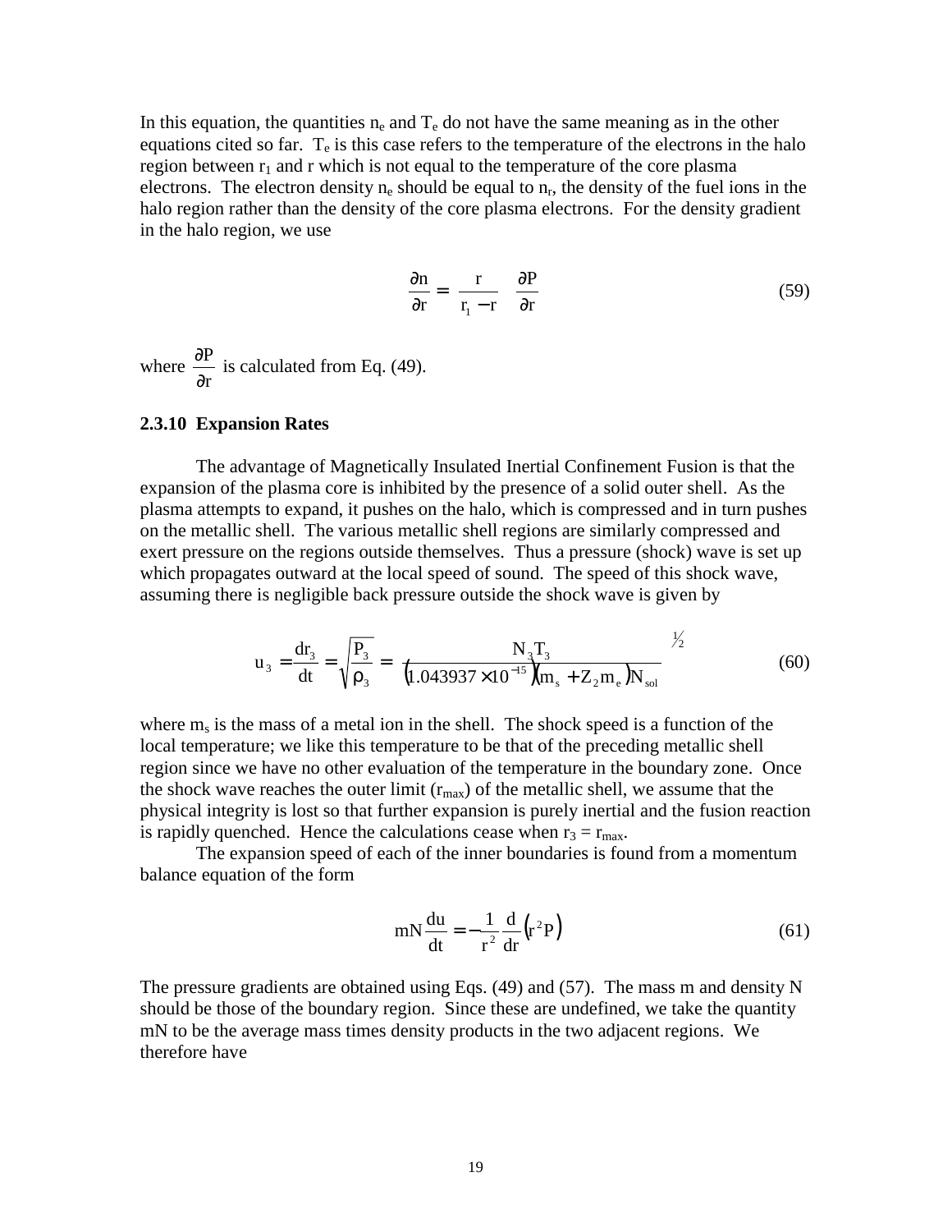In this equation, the quantities $n_e$ and $T_e$ do not have the same meaning as in the other equations cited so far. $T_e$ is this case refers to the temperature of the electrons in the halo region between $r_1$ and r which is not equal to the temperature of the core plasma electrons. The electron density $n_e$ should be equal to $n_r$, the density of the fuel ions in the halo region rather than the density of the core plasma electrons. For the density gradient in the halo region, we use

$$\frac{\partial n}{\partial r} = \frac{r}{r_1 - r} \frac{\partial P}{\partial r} \tag{59}$$

where $\frac{\partial P}{\partial r}$ is calculated from Eq. (49).

### 2.3.10 Expansion Rates

The advantage of Magnetically Insulated Inertial Confinement Fusion is that the expansion of the plasma core is inhibited by the presence of a solid outer shell. As the plasma attempts to expand, it pushes on the halo, which is compressed and in turn pushes on the metallic shell. The various metallic shell regions are similarly compressed and exert pressure on the regions outside themselves. Thus a pressure (shock) wave is set up which propagates outward at the local speed of sound. The speed of this shock wave, assuming there is negligible back pressure outside the shock wave is given by

$$u_3 = \frac{dr_3}{dt} = \sqrt{\frac{P_3}{\rho_3}} = \left(\frac{N_3 T_3}{\left(1.043937 \times 10^{-15}\right)\left(m_s + Z_2 m_e\right) N_{sol}}\right)^{1/2} \tag{60}$$

where $m_s$ is the mass of a metal ion in the shell. The shock speed is a function of the local temperature; we like this temperature to be that of the preceding metallic shell region since we have no other evaluation of the temperature in the boundary zone. Once the shock wave reaches the outer limit ($r_{max}$) of the metallic shell, we assume that the physical integrity is lost so that further expansion is purely inertial and the fusion reaction is rapidly quenched. Hence the calculations cease when $r_3 = r_{max}$.

The expansion speed of each of the inner boundaries is found from a momentum balance equation of the form

$$mN \frac{du}{dt} = -\frac{1}{r^2} \frac{d}{dr}\left(r^2 P\right) \tag{61}$$

The pressure gradients are obtained using Eqs. (49) and (57). The mass m and density N should be those of the boundary region. Since these are undefined, we take the quantity mN to be the average mass times density products in the two adjacent regions. We therefore have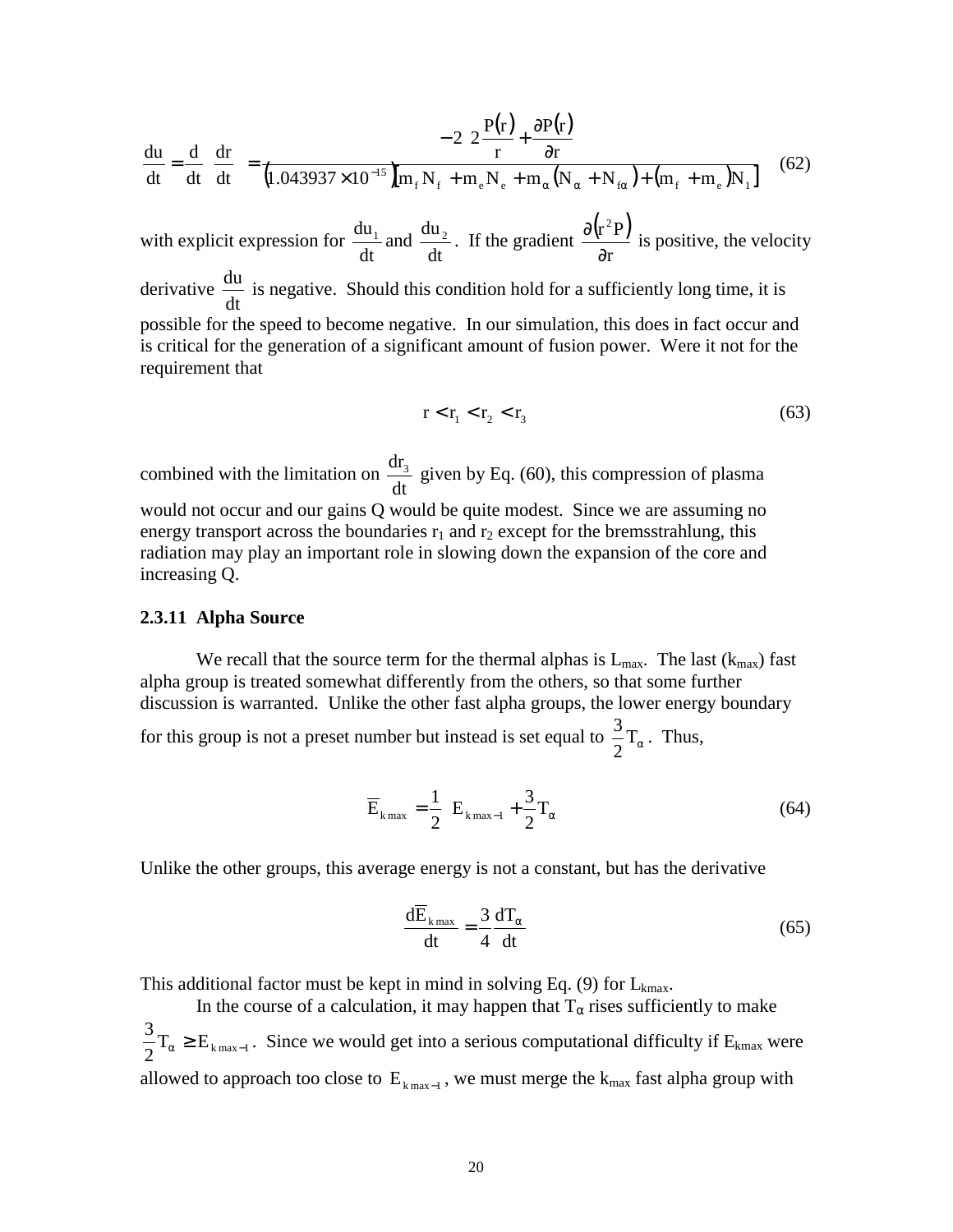$$\frac{du}{dt} = \frac{d}{dt}\frac{dr}{dt} = \frac{-2\left(2\frac{P(r)}{r} + \frac{\partial P(r)}{\partial r}\right)}{\left(1.043937\times 10^{-15}\right)\left[m_f N_f + m_e N_e + m_\alpha\left(N_\alpha + N_{f\alpha}\right) + \left(m_f + m_e\right)N_1\right]} \quad (62)$$

with explicit expression for $\frac{du_1}{dt}$ and $\frac{du_2}{dt}$. If the gradient $\frac{\partial\left(r^2 P\right)}{\partial r}$ is positive, the velocity derivative $\frac{du}{dt}$ is negative. Should this condition hold for a sufficiently long time, it is possible for the speed to become negative. In our simulation, this does in fact occur and is critical for the generation of a significant amount of fusion power. Were it not for the requirement that

$$r < r_1 < r_2 < r_3 \quad (63)$$

combined with the limitation on $\frac{dr_3}{dt}$ given by Eq. (60), this compression of plasma would not occur and our gains Q would be quite modest. Since we are assuming no energy transport across the boundaries $r_1$ and $r_2$ except for the bremsstrahlung, this radiation may play an important role in slowing down the expansion of the core and increasing Q.

### 2.3.11 Alpha Source

We recall that the source term for the thermal alphas is $L_{max}$. The last ($k_{max}$) fast alpha group is treated somewhat differently from the others, so that some further discussion is warranted. Unlike the other fast alpha groups, the lower energy boundary for this group is not a preset number but instead is set equal to $\frac{3}{2}T_\alpha$. Thus,

$$\overline{E}_{k\max} = \frac{1}{2}\left(E_{k\max-1} + \frac{3}{2}T_\alpha\right) \quad (64)$$

Unlike the other groups, this average energy is not a constant, but has the derivative

$$\frac{d\overline{E}_{k\max}}{dt} = \frac{3}{4}\frac{dT_\alpha}{dt} \quad (65)$$

This additional factor must be kept in mind in solving Eq. (9) for $L_{kmax}$.

In the course of a calculation, it may happen that $T_\alpha$ rises sufficiently to make $\frac{3}{2}T_\alpha \geq E_{k\max-1}$. Since we would get into a serious computational difficulty if $E_{kmax}$ were allowed to approach too close to $E_{k\max-1}$, we must merge the $k_{max}$ fast alpha group with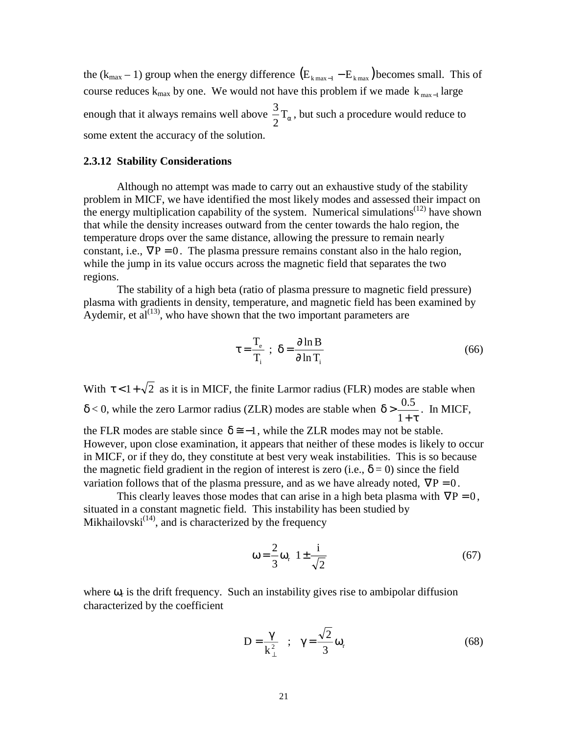the ($k_{max} - 1$) group when the energy difference $\left(E_{k\,max-1} - E_{k\,max}\right)$ becomes small. This of course reduces $k_{max}$ by one. We would not have this problem if we made $k_{max-1}$ large enough that it always remains well above $\frac{3}{2}T_{\alpha}$, but such a procedure would reduce to some extent the accuracy of the solution.

### 2.3.12 Stability Considerations

Although no attempt was made to carry out an exhaustive study of the stability problem in MICF, we have identified the most likely modes and assessed their impact on the energy multiplication capability of the system. Numerical simulations[12] have shown that while the density increases outward from the center towards the halo region, the temperature drops over the same distance, allowing the pressure to remain nearly constant, i.e., $\nabla P = 0$. The plasma pressure remains constant also in the halo region, while the jump in its value occurs across the magnetic field that separates the two regions.

The stability of a high beta (ratio of plasma pressure to magnetic field pressure) plasma with gradients in density, temperature, and magnetic field has been examined by Aydemir, et al[13], who have shown that the two important parameters are

$$\tau = \frac{T_e}{T_i} \;;\; \delta = \frac{\partial \ln B}{\partial \ln T_i} \tag{66}$$

With $\tau < 1 + \sqrt{2}$ as it is in MICF, the finite Larmor radius (FLR) modes are stable when $\delta < 0$, while the zero Larmor radius (ZLR) modes are stable when $\delta > \frac{0.5}{1+\tau}$. In MICF, the FLR modes are stable since $\delta \cong -1$, while the ZLR modes may not be stable. However, upon close examination, it appears that neither of these modes is likely to occur in MICF, or if they do, they constitute at best very weak instabilities. This is so because the magnetic field gradient in the region of interest is zero (i.e., $\delta = 0$) since the field variation follows that of the plasma pressure, and as we have already noted, $\nabla P = 0$.

This clearly leaves those modes that can arise in a high beta plasma with $\nabla P = 0$, situated in a constant magnetic field. This instability has been studied by Mikhailovski[14], and is characterized by the frequency

$$\omega = \frac{2}{3}\omega_r \left(1 \pm \frac{i}{\sqrt{2}}\right) \tag{67}$$

where $\omega_r$ is the drift frequency. Such an instability gives rise to ambipolar diffusion characterized by the coefficient

$$D = \frac{\gamma}{k_{\perp}^2} \quad ; \quad \gamma = \frac{\sqrt{2}}{3}\omega_r \tag{68}$$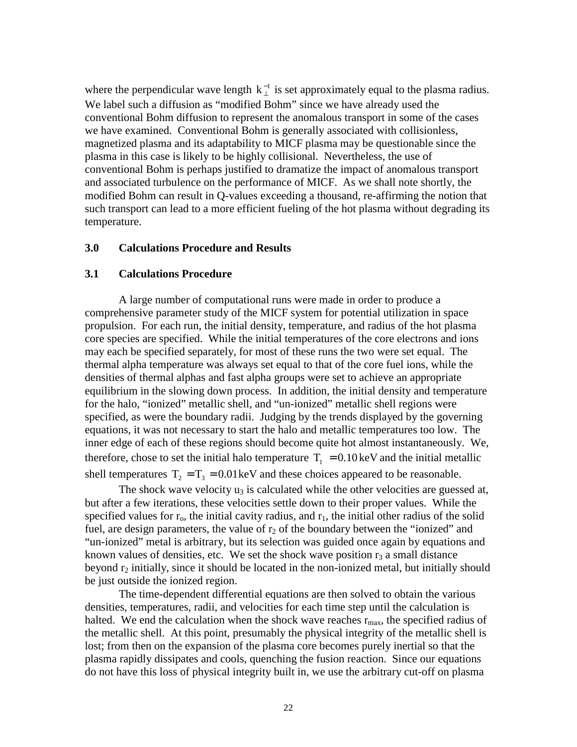where the perpendicular wave length $k_{\perp}^{-1}$ is set approximately equal to the plasma radius. We label such a diffusion as "modified Bohm" since we have already used the conventional Bohm diffusion to represent the anomalous transport in some of the cases we have examined. Conventional Bohm is generally associated with collisionless, magnetized plasma and its adaptability to MICF plasma may be questionable since the plasma in this case is likely to be highly collisional. Nevertheless, the use of conventional Bohm is perhaps justified to dramatize the impact of anomalous transport and associated turbulence on the performance of MICF. As we shall note shortly, the modified Bohm can result in Q-values exceeding a thousand, re-affirming the notion that such transport can lead to a more efficient fueling of the hot plasma without degrading its temperature.

## 3.0 Calculations Procedure and Results

### 3.1 Calculations Procedure

A large number of computational runs were made in order to produce a comprehensive parameter study of the MICF system for potential utilization in space propulsion. For each run, the initial density, temperature, and radius of the hot plasma core species are specified. While the initial temperatures of the core electrons and ions may each be specified separately, for most of these runs the two were set equal. The thermal alpha temperature was always set equal to that of the core fuel ions, while the densities of thermal alphas and fast alpha groups were set to achieve an appropriate equilibrium in the slowing down process. In addition, the initial density and temperature for the halo, "ionized" metallic shell, and "un-ionized" metallic shell regions were specified, as were the boundary radii. Judging by the trends displayed by the governing equations, it was not necessary to start the halo and metallic temperatures too low. The inner edge of each of these regions should become quite hot almost instantaneously. We, therefore, chose to set the initial halo temperature $T_1 = 0.10\,\text{keV}$ and the initial metallic shell temperatures $T_2 = T_3 = 0.01\,\text{keV}$ and these choices appeared to be reasonable.

The shock wave velocity $u_3$ is calculated while the other velocities are guessed at, but after a few iterations, these velocities settle down to their proper values. While the specified values for $r_o$, the initial cavity radius, and $r_1$, the initial other radius of the solid fuel, are design parameters, the value of $r_2$ of the boundary between the "ionized" and "un-ionized" metal is arbitrary, but its selection was guided once again by equations and known values of densities, etc. We set the shock wave position $r_3$ a small distance beyond $r_2$ initially, since it should be located in the non-ionized metal, but initially should be just outside the ionized region.

The time-dependent differential equations are then solved to obtain the various densities, temperatures, radii, and velocities for each time step until the calculation is halted. We end the calculation when the shock wave reaches $r_{max}$, the specified radius of the metallic shell. At this point, presumably the physical integrity of the metallic shell is lost; from then on the expansion of the plasma core becomes purely inertial so that the plasma rapidly dissipates and cools, quenching the fusion reaction. Since our equations do not have this loss of physical integrity built in, we use the arbitrary cut-off on plasma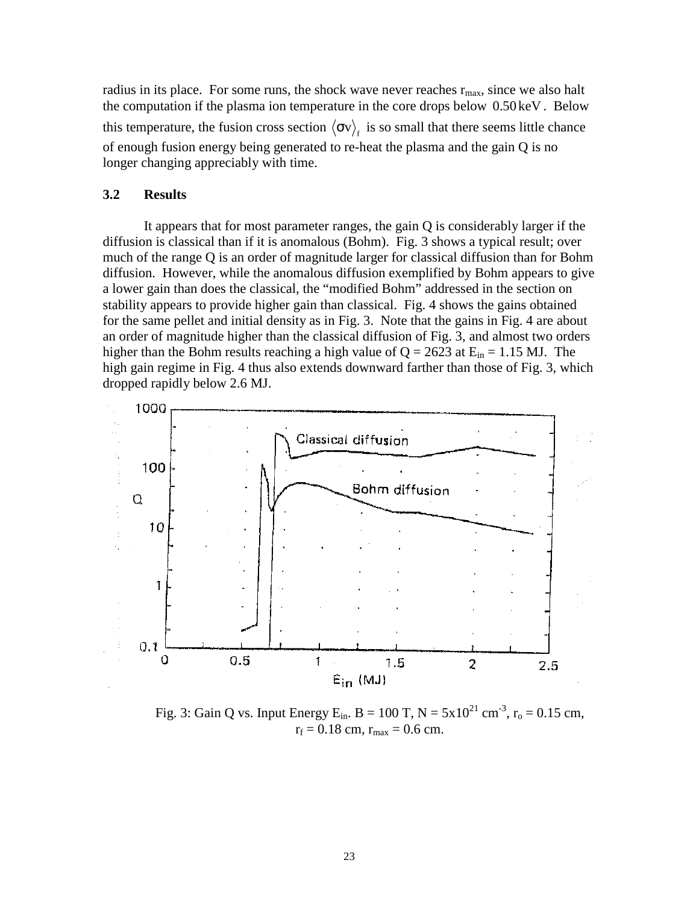radius in its place. For some runs, the shock wave never reaches $r_{max}$, since we also halt the computation if the plasma ion temperature in the core drops below $0.50\,\text{keV}$. Below this temperature, the fusion cross section $\langle \sigma v \rangle_f$ is so small that there seems little chance of enough fusion energy being generated to re-heat the plasma and the gain Q is no longer changing appreciably with time.

### 3.2 Results

It appears that for most parameter ranges, the gain Q is considerably larger if the diffusion is classical than if it is anomalous (Bohm). Fig. 3 shows a typical result; over much of the range Q is an order of magnitude larger for classical diffusion than for Bohm diffusion. However, while the anomalous diffusion exemplified by Bohm appears to give a lower gain than does the classical, the "modified Bohm" addressed in the section on stability appears to provide higher gain than classical. Fig. 4 shows the gains obtained for the same pellet and initial density as in Fig. 3. Note that the gains in Fig. 4 are about an order of magnitude higher than the classical diffusion of Fig. 3, and almost two orders higher than the Bohm results reaching a high value of Q = 2623 at $E_{in}$ = 1.15 MJ. The high gain regime in Fig. 4 thus also extends downward farther than those of Fig. 3, which dropped rapidly below 2.6 MJ.

Fig. 3: Gain Q vs. Input Energy $E_{in}$. B = 100 T, N = $5\times10^{21}$ cm$^{-3}$, $r_o$ = 0.15 cm, $r_f$ = 0.18 cm, $r_{max}$ = 0.6 cm.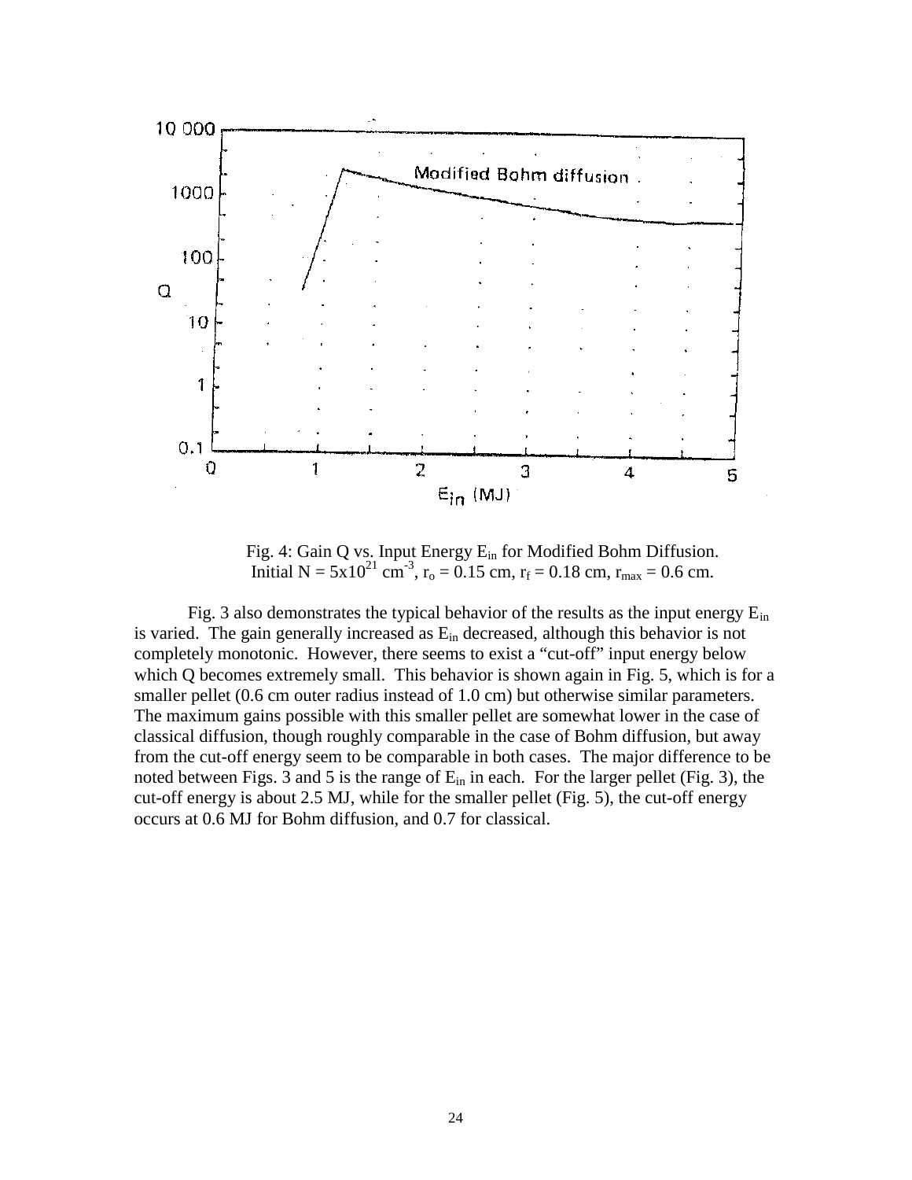Fig. 4: Gain Q vs. Input Energy $E_{in}$ for Modified Bohm Diffusion. Initial N = $5 \times 10^{21}$ cm$^{-3}$, $r_o$ = 0.15 cm, $r_f$ = 0.18 cm, $r_{max}$ = 0.6 cm.

Fig. 3 also demonstrates the typical behavior of the results as the input energy $E_{in}$ is varied. The gain generally increased as $E_{in}$ decreased, although this behavior is not completely monotonic. However, there seems to exist a "cut-off" input energy below which Q becomes extremely small. This behavior is shown again in Fig. 5, which is for a smaller pellet (0.6 cm outer radius instead of 1.0 cm) but otherwise similar parameters. The maximum gains possible with this smaller pellet are somewhat lower in the case of classical diffusion, though roughly comparable in the case of Bohm diffusion, but away from the cut-off energy seem to be comparable in both cases. The major difference to be noted between Figs. 3 and 5 is the range of $E_{in}$ in each. For the larger pellet (Fig. 3), the cut-off energy is about 2.5 MJ, while for the smaller pellet (Fig. 5), the cut-off energy occurs at 0.6 MJ for Bohm diffusion, and 0.7 for classical.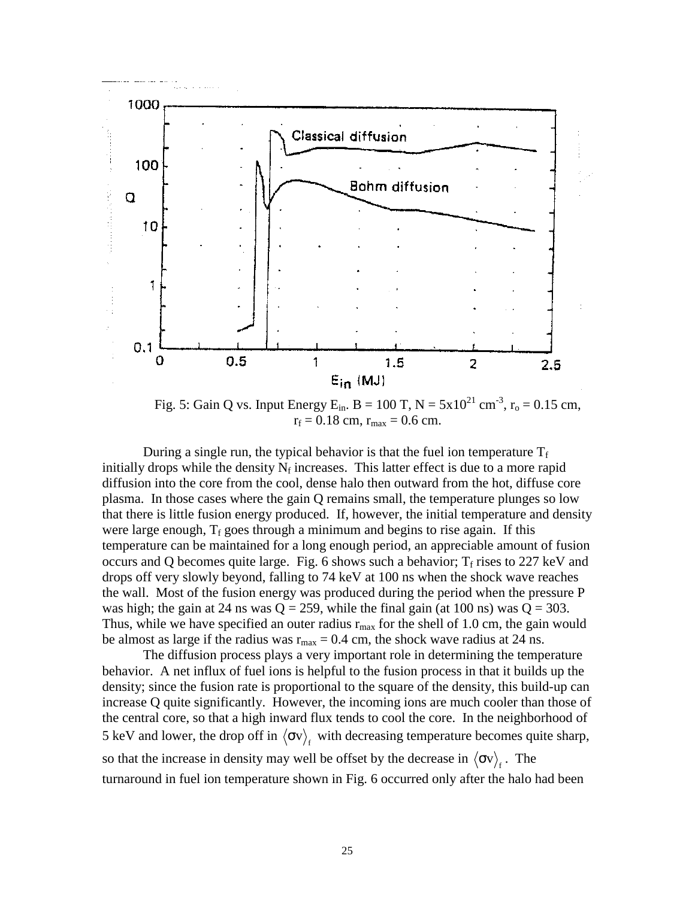Fig. 5: Gain Q vs. Input Energy $E_{in}$. B = 100 T, N = $5\text{x}10^{21}$ cm$^{-3}$, $r_o$ = 0.15 cm, $r_f$ = 0.18 cm, $r_{max}$ = 0.6 cm.

During a single run, the typical behavior is that the fuel ion temperature $T_f$ initially drops while the density $N_f$ increases. This latter effect is due to a more rapid diffusion into the core from the cool, dense halo then outward from the hot, diffuse core plasma. In those cases where the gain Q remains small, the temperature plunges so low that there is little fusion energy produced. If, however, the initial temperature and density were large enough, $T_f$ goes through a minimum and begins to rise again. If this temperature can be maintained for a long enough period, an appreciable amount of fusion occurs and Q becomes quite large. Fig. 6 shows such a behavior; $T_f$ rises to 227 keV and drops off very slowly beyond, falling to 74 keV at 100 ns when the shock wave reaches the wall. Most of the fusion energy was produced during the period when the pressure P was high; the gain at 24 ns was Q = 259, while the final gain (at 100 ns) was Q = 303. Thus, while we have specified an outer radius $r_{max}$ for the shell of 1.0 cm, the gain would be almost as large if the radius was $r_{max}$ = 0.4 cm, the shock wave radius at 24 ns.

The diffusion process plays a very important role in determining the temperature behavior. A net influx of fuel ions is helpful to the fusion process in that it builds up the density; since the fusion rate is proportional to the square of the density, this build-up can increase Q quite significantly. However, the incoming ions are much cooler than those of the central core, so that a high inward flux tends to cool the core. In the neighborhood of 5 keV and lower, the drop off in $\langle \sigma v \rangle_f$ with decreasing temperature becomes quite sharp, so that the increase in density may well be offset by the decrease in $\langle \sigma v \rangle_f$. The turnaround in fuel ion temperature shown in Fig. 6 occurred only after the halo had been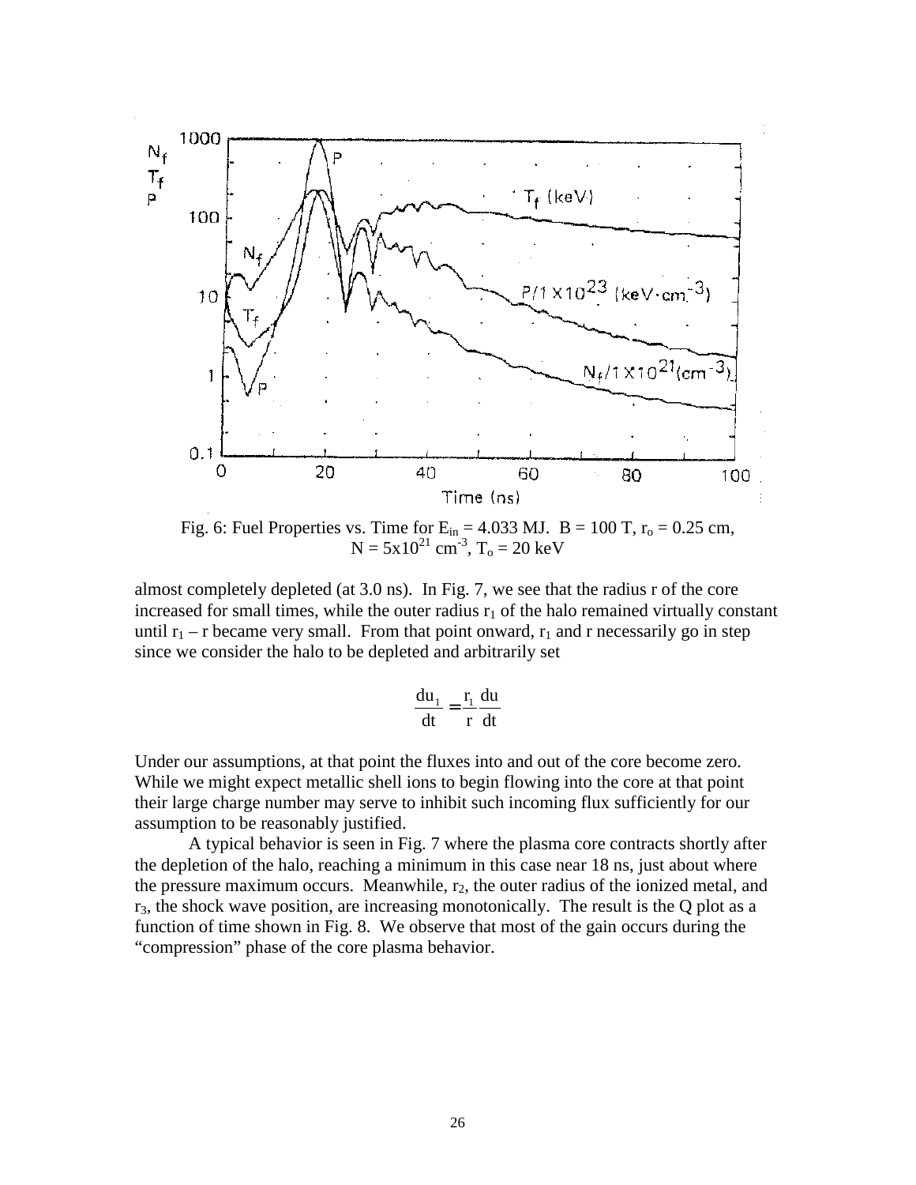Fig. 6: Fuel Properties vs. Time for $E_{in}$ = 4.033 MJ. B = 100 T, $r_o$ = 0.25 cm, N = $5 \times 10^{21}$ cm$^{-3}$, $T_o$ = 20 keV

almost completely depleted (at 3.0 ns). In Fig. 7, we see that the radius r of the core increased for small times, while the outer radius $r_1$ of the halo remained virtually constant until $r_1 - r$ became very small. From that point onward, $r_1$ and r necessarily go in step since we consider the halo to be depleted and arbitrarily set

$$\frac{du_1}{dt} = \frac{r_1}{r}\frac{du}{dt}$$

Under our assumptions, at that point the fluxes into and out of the core become zero. While we might expect metallic shell ions to begin flowing into the core at that point their large charge number may serve to inhibit such incoming flux sufficiently for our assumption to be reasonably justified.

A typical behavior is seen in Fig. 7 where the plasma core contracts shortly after the depletion of the halo, reaching a minimum in this case near 18 ns, just about where the pressure maximum occurs. Meanwhile, $r_2$, the outer radius of the ionized metal, and $r_3$, the shock wave position, are increasing monotonically. The result is the Q plot as a function of time shown in Fig. 8. We observe that most of the gain occurs during the "compression" phase of the core plasma behavior.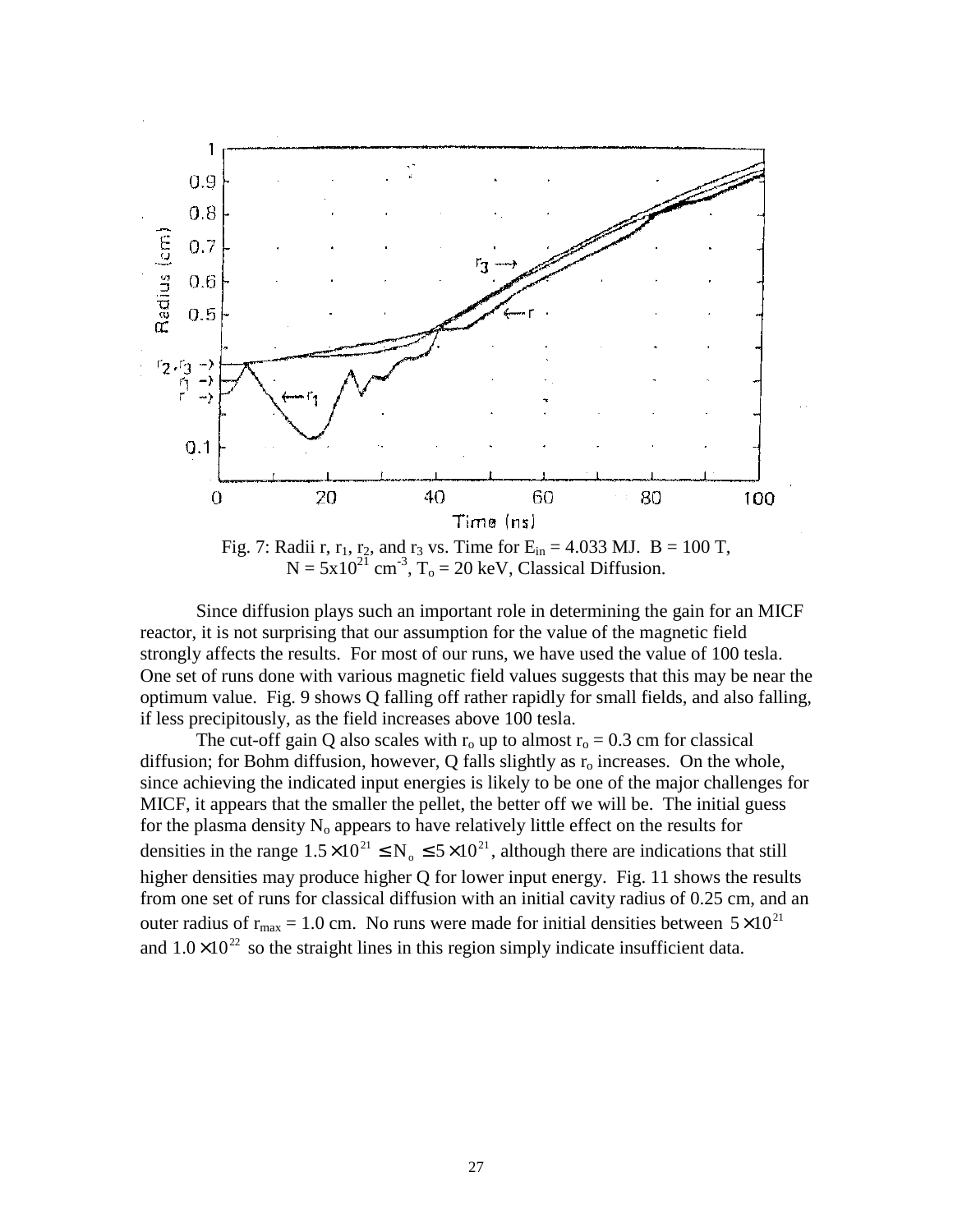Fig. 7: Radii r, $r_1$, $r_2$, and $r_3$ vs. Time for $E_{in}$ = 4.033 MJ. B = 100 T, N = $5 \times 10^{21}$ cm$^{-3}$, $T_o$ = 20 keV, Classical Diffusion.

Since diffusion plays such an important role in determining the gain for an MICF reactor, it is not surprising that our assumption for the value of the magnetic field strongly affects the results. For most of our runs, we have used the value of 100 tesla. One set of runs done with various magnetic field values suggests that this may be near the optimum value. Fig. 9 shows Q falling off rather rapidly for small fields, and also falling, if less precipitously, as the field increases above 100 tesla.

The cut-off gain Q also scales with $r_o$ up to almost $r_o$ = 0.3 cm for classical diffusion; for Bohm diffusion, however, Q falls slightly as $r_o$ increases. On the whole, since achieving the indicated input energies is likely to be one of the major challenges for MICF, it appears that the smaller the pellet, the better off we will be. The initial guess for the plasma density $N_o$ appears to have relatively little effect on the results for densities in the range $1.5 \times 10^{21} \leq N_o \leq 5 \times 10^{21}$, although there are indications that still higher densities may produce higher Q for lower input energy. Fig. 11 shows the results from one set of runs for classical diffusion with an initial cavity radius of 0.25 cm, and an outer radius of $r_{max}$ = 1.0 cm. No runs were made for initial densities between $5 \times 10^{21}$ and $1.0 \times 10^{22}$ so the straight lines in this region simply indicate insufficient data.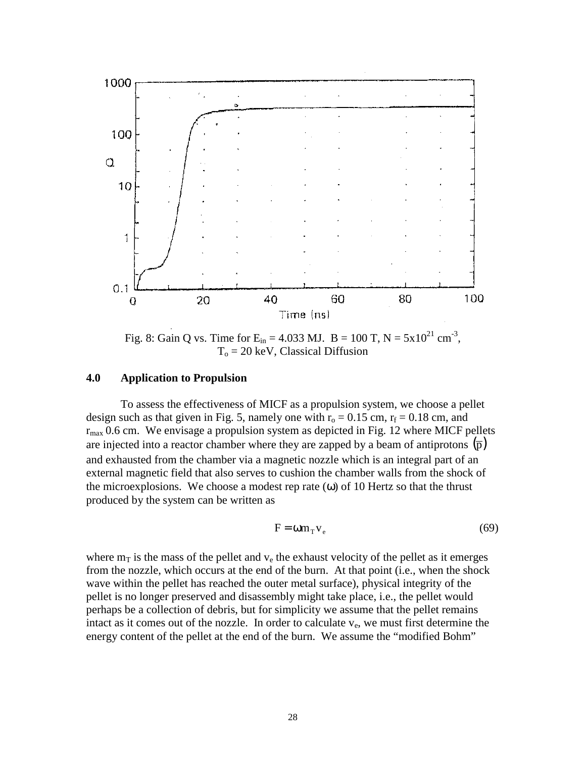Fig. 8: Gain Q vs. Time for $E_{in}$ = 4.033 MJ. B = 100 T, N = $5 \times 10^{21}$ $cm^{-3}$, $T_o$ = 20 keV, Classical Diffusion

### 4.0 Application to Propulsion

To assess the effectiveness of MICF as a propulsion system, we choose a pellet design such as that given in Fig. 5, namely one with $r_o$ = 0.15 cm, $r_f$ = 0.18 cm, and $r_{max}$ 0.6 cm. We envisage a propulsion system as depicted in Fig. 12 where MICF pellets are injected into a reactor chamber where they are zapped by a beam of antiprotons $(\bar{p})$ and exhausted from the chamber via a magnetic nozzle which is an integral part of an external magnetic field that also serves to cushion the chamber walls from the shock of the microexplosions. We choose a modest rep rate ($\omega$) of 10 Hertz so that the thrust produced by the system can be written as

$$F = \omega m_T v_e \tag{69}$$

where $m_T$ is the mass of the pellet and $v_e$ the exhaust velocity of the pellet as it emerges from the nozzle, which occurs at the end of the burn. At that point (i.e., when the shock wave within the pellet has reached the outer metal surface), physical integrity of the pellet is no longer preserved and disassembly might take place, i.e., the pellet would perhaps be a collection of debris, but for simplicity we assume that the pellet remains intact as it comes out of the nozzle. In order to calculate $v_e$, we must first determine the energy content of the pellet at the end of the burn. We assume the "modified Bohm"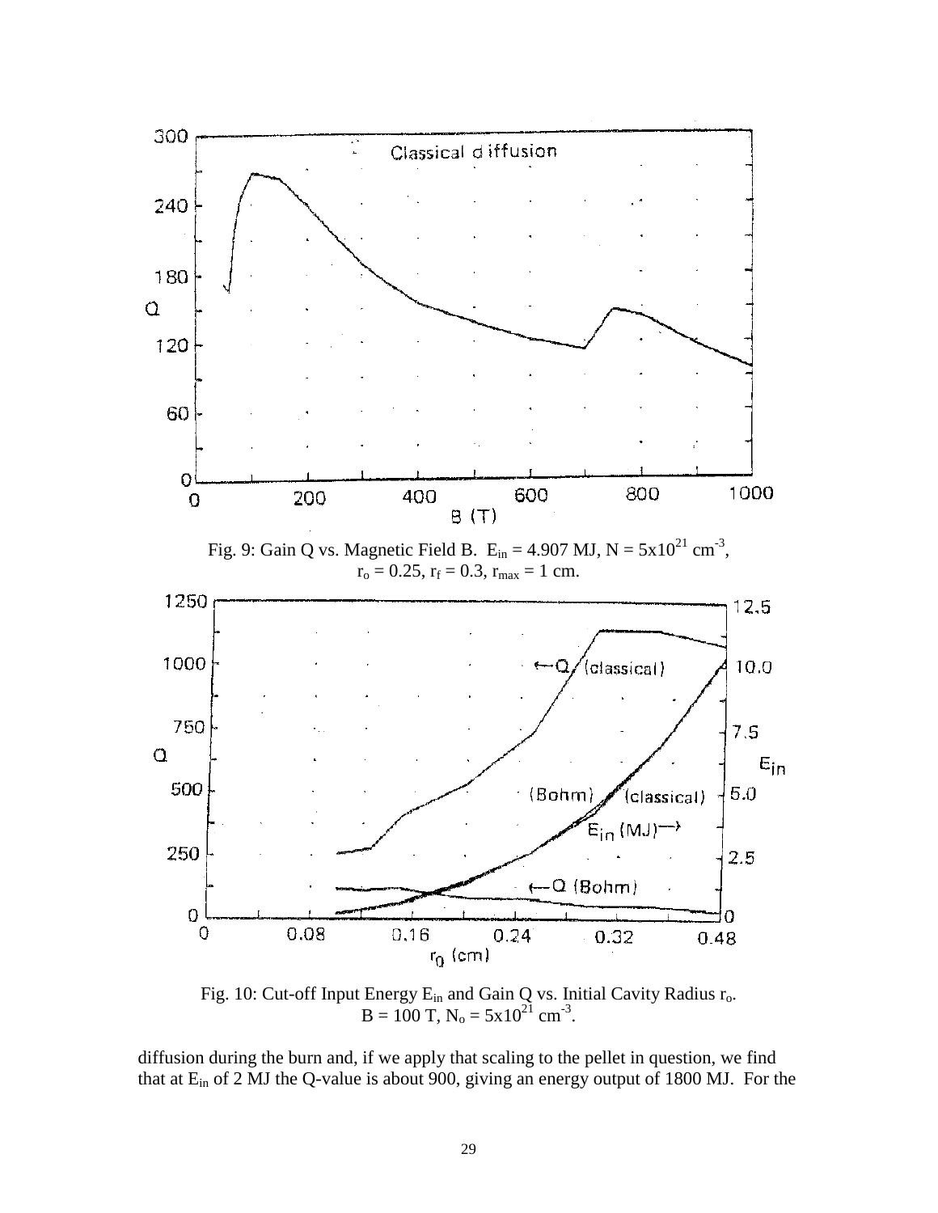Fig. 9: Gain Q vs. Magnetic Field B. $E_{in}$ = 4.907 MJ, N = $5x10^{21}$ $cm^{-3}$, $r_o$ = 0.25, $r_f$ = 0.3, $r_{max}$ = 1 cm.

Fig. 10: Cut-off Input Energy $E_{in}$ and Gain Q vs. Initial Cavity Radius $r_o$. B = 100 T, $N_o$ = $5x10^{21}$ $cm^{-3}$.

diffusion during the burn and, if we apply that scaling to the pellet in question, we find that at $E_{in}$ of 2 MJ the Q-value is about 900, giving an energy output of 1800 MJ. For the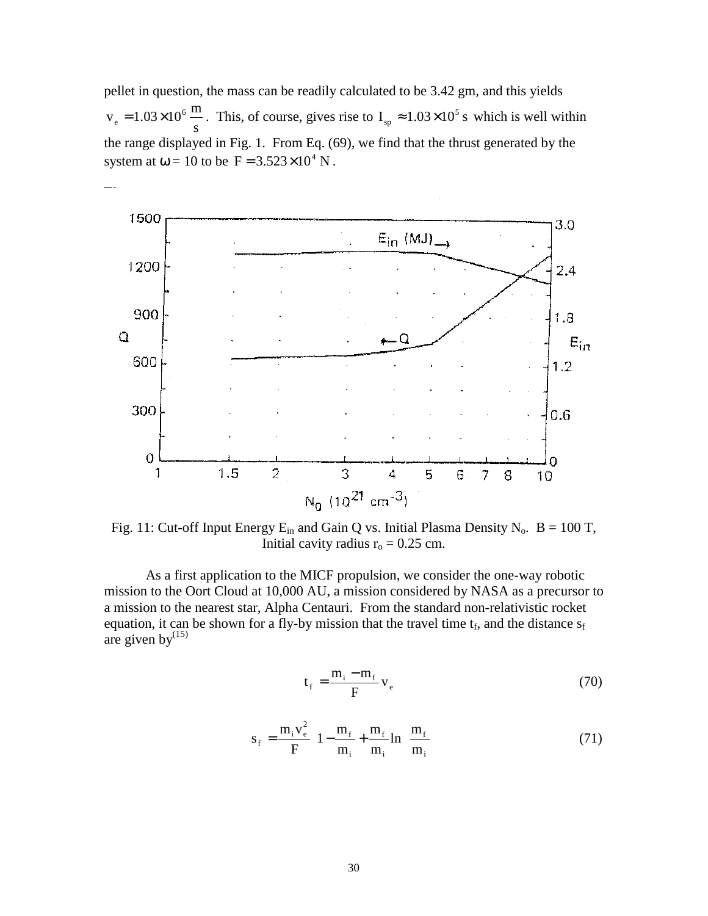pellet in question, the mass can be readily calculated to be 3.42 gm, and this yields $v_e = 1.03 \times 10^6 \frac{m}{s}$. This, of course, gives rise to $I_{sp} \approx 1.03 \times 10^5$ s which is well within the range displayed in Fig. 1. From Eq. (69), we find that the thrust generated by the system at $\omega = 10$ to be $F = 3.523 \times 10^4$ N.

Fig. 11: Cut-off Input Energy $E_{in}$ and Gain Q vs. Initial Plasma Density $N_o$. B = 100 T, Initial cavity radius $r_o = 0.25$ cm.

As a first application to the MICF propulsion, we consider the one-way robotic mission to the Oort Cloud at 10,000 AU, a mission considered by NASA as a precursor to a mission to the nearest star, Alpha Centauri. From the standard non-relativistic rocket equation, it can be shown for a fly-by mission that the travel time $t_f$, and the distance $s_f$ are given by[15]

$$t_f = \frac{m_i - m_f}{F} v_e \tag{70}$$

$$s_f = \frac{m_i v_e^2}{F} \left[ 1 - \frac{m_f}{m_i} + \frac{m_f}{m_i} \ln\left(\frac{m_f}{m_i}\right) \right] \tag{71}$$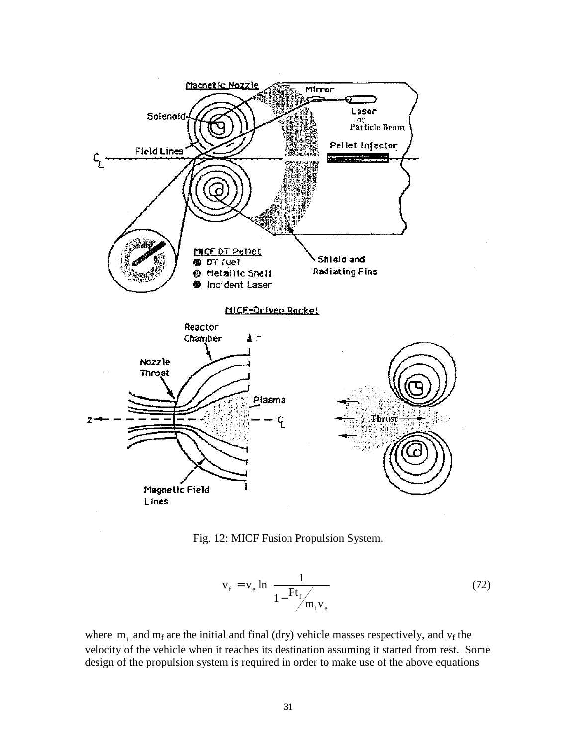Fig. 12: MICF Fusion Propulsion System.

$$v_f = v_e \ln\left(\frac{1}{1 - \frac{F t_f}{m_i v_e}}\right) \tag{72}$$

where $m_i$ and $m_f$ are the initial and final (dry) vehicle masses respectively, and $v_f$ the velocity of the vehicle when it reaches its destination assuming it started from rest. Some design of the propulsion system is required in order to make use of the above equations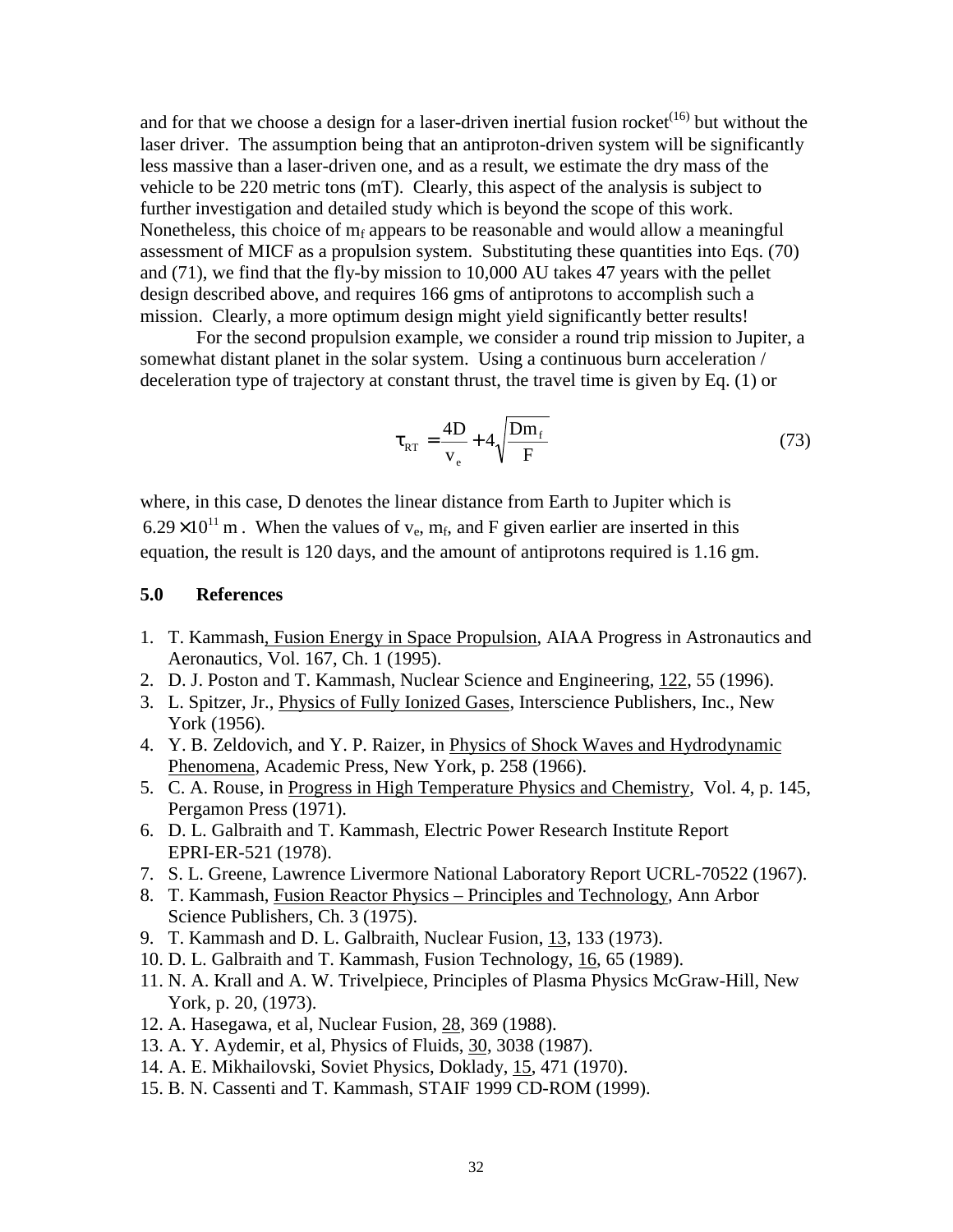and for that we choose a design for a laser-driven inertial fusion rocket[16] but without the laser driver. The assumption being that an antiproton-driven system will be significantly less massive than a laser-driven one, and as a result, we estimate the dry mass of the vehicle to be 220 metric tons (mT). Clearly, this aspect of the analysis is subject to further investigation and detailed study which is beyond the scope of this work. Nonetheless, this choice of $m_f$ appears to be reasonable and would allow a meaningful assessment of MICF as a propulsion system. Substituting these quantities into Eqs. (70) and (71), we find that the fly-by mission to 10,000 AU takes 47 years with the pellet design described above, and requires 166 gms of antiprotons to accomplish such a mission. Clearly, a more optimum design might yield significantly better results!

For the second propulsion example, we consider a round trip mission to Jupiter, a somewhat distant planet in the solar system. Using a continuous burn acceleration / deceleration type of trajectory at constant thrust, the travel time is given by Eq. (1) or

$$\tau_{RT} = \frac{4D}{v_e} + 4\sqrt{\frac{Dm_f}{F}} \tag{73}$$

where, in this case, D denotes the linear distance from Earth to Jupiter which is $6.29 \times 10^{11}$ m . When the values of $v_e$, $m_f$, and F given earlier are inserted in this equation, the result is 120 days, and the amount of antiprotons required is 1.16 gm.

## 5.0 References

1. T. Kammash, Fusion Energy in Space Propulsion, AIAA Progress in Astronautics and Aeronautics, Vol. 167, Ch. 1 (1995).
2. D. J. Poston and T. Kammash, Nuclear Science and Engineering, 122, 55 (1996).
3. L. Spitzer, Jr., Physics of Fully Ionized Gases, Interscience Publishers, Inc., New York (1956).
4. Y. B. Zeldovich, and Y. P. Raizer, in Physics of Shock Waves and Hydrodynamic Phenomena, Academic Press, New York, p. 258 (1966).
5. C. A. Rouse, in Progress in High Temperature Physics and Chemistry, Vol. 4, p. 145, Pergamon Press (1971).
6. D. L. Galbraith and T. Kammash, Electric Power Research Institute Report EPRI-ER-521 (1978).
7. S. L. Greene, Lawrence Livermore National Laboratory Report UCRL-70522 (1967).
8. T. Kammash, Fusion Reactor Physics – Principles and Technology, Ann Arbor Science Publishers, Ch. 3 (1975).
9. T. Kammash and D. L. Galbraith, Nuclear Fusion, 13, 133 (1973).
10. D. L. Galbraith and T. Kammash, Fusion Technology, 16, 65 (1989).
11. N. A. Krall and A. W. Trivelpiece, Principles of Plasma Physics McGraw-Hill, New York, p. 20, (1973).
12. A. Hasegawa, et al, Nuclear Fusion, 28, 369 (1988).
13. A. Y. Aydemir, et al, Physics of Fluids, 30, 3038 (1987).
14. A. E. Mikhailovski, Soviet Physics, Doklady, 15, 471 (1970).
15. B. N. Cassenti and T. Kammash, STAIF 1999 CD-ROM (1999).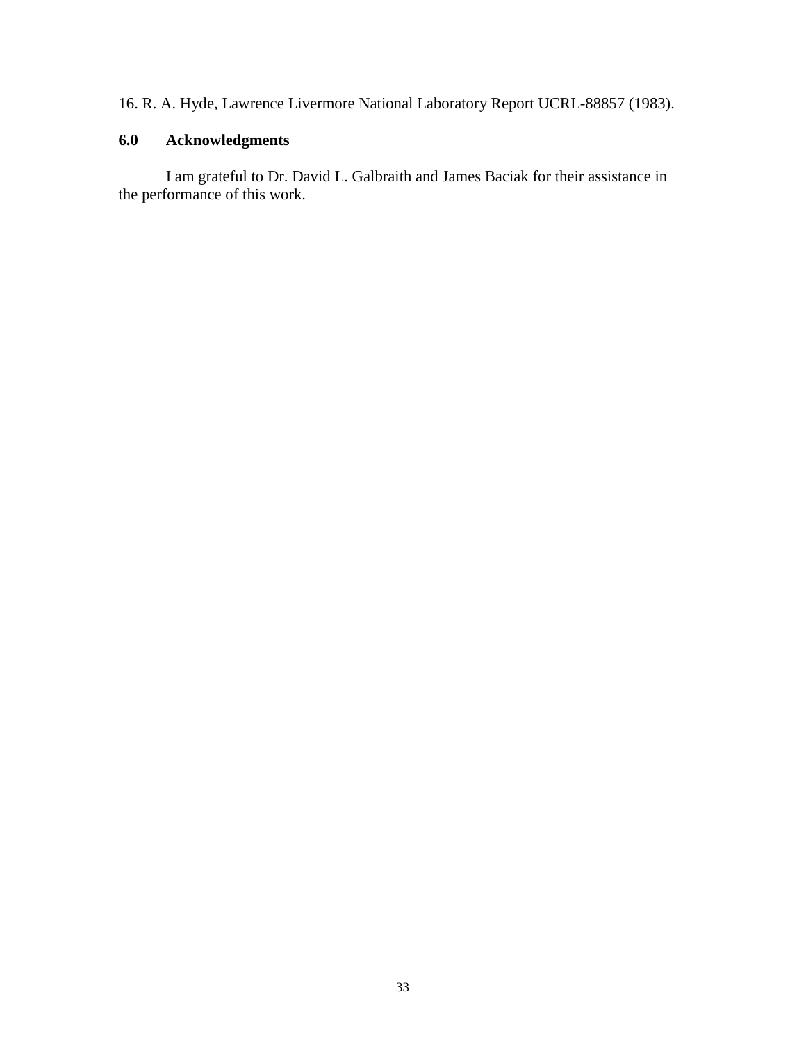16. R. A. Hyde, Lawrence Livermore National Laboratory Report UCRL-88857 (1983).

## 6.0 Acknowledgments

I am grateful to Dr. David L. Galbraith and James Baciak for their assistance in the performance of this work.